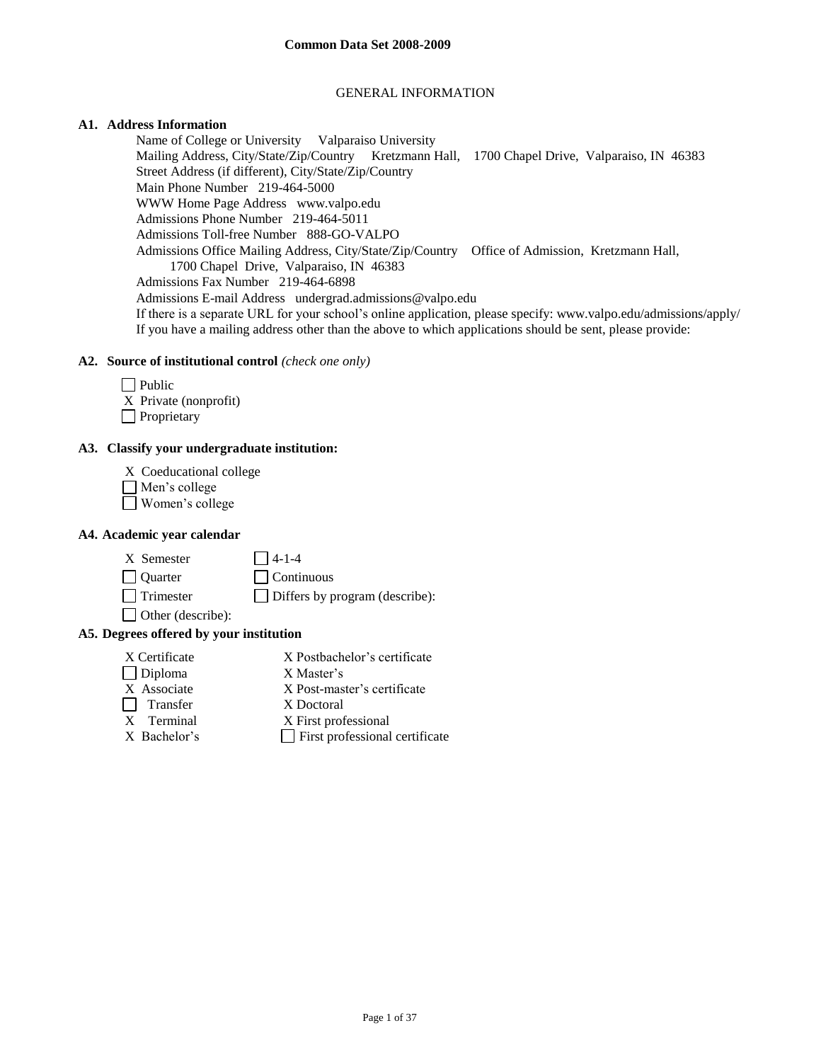# Common Data Set 2008-2009

## GENERAL INFORMATION

### A1. Address Information

Name of College or University Valparaiso University
Mailing Address, City/State/Zip/Country Kretzmann Hall, 1700 Chapel Drive, Valparaiso, IN 46383
Street Address (if different), City/State/Zip/Country
Main Phone Number 219-464-5000
WWW Home Page Address www.valpo.edu
Admissions Phone Number 219-464-5011
Admissions Toll-free Number 888-GO-VALPO
Admissions Office Mailing Address, City/State/Zip/Country Office of Admission, Kretzmann Hall, 1700 Chapel Drive, Valparaiso, IN 46383
Admissions Fax Number 219-464-6898
Admissions E-mail Address undergrad.admissions@valpo.edu
If there is a separate URL for your school's online application, please specify: www.valpo.edu/admissions/apply/
If you have a mailing address other than the above to which applications should be sent, please provide:

### A2. Source of institutional control *(check one only)*

- [ ] Public
- [x] Private (nonprofit)
- [ ] Proprietary

### A3. Classify your undergraduate institution:

- [x] Coeducational college
- [ ] Men's college
- [ ] Women's college

### A4. Academic year calendar

- [x] Semester
- [ ] 4-1-4
- [ ] Quarter
- [ ] Continuous
- [ ] Trimester
- [ ] Differs by program (describe):
- [ ] Other (describe):

### A5. Degrees offered by your institution

- [x] Certificate
- [ ] Diploma
- [x] Associate
  - [ ] Transfer
  - [x] Terminal
- [x] Bachelor's
- [x] Postbachelor's certificate
- [x] Master's
- [x] Post-master's certificate
- [x] Doctoral
- [x] First professional
- [ ] First professional certificate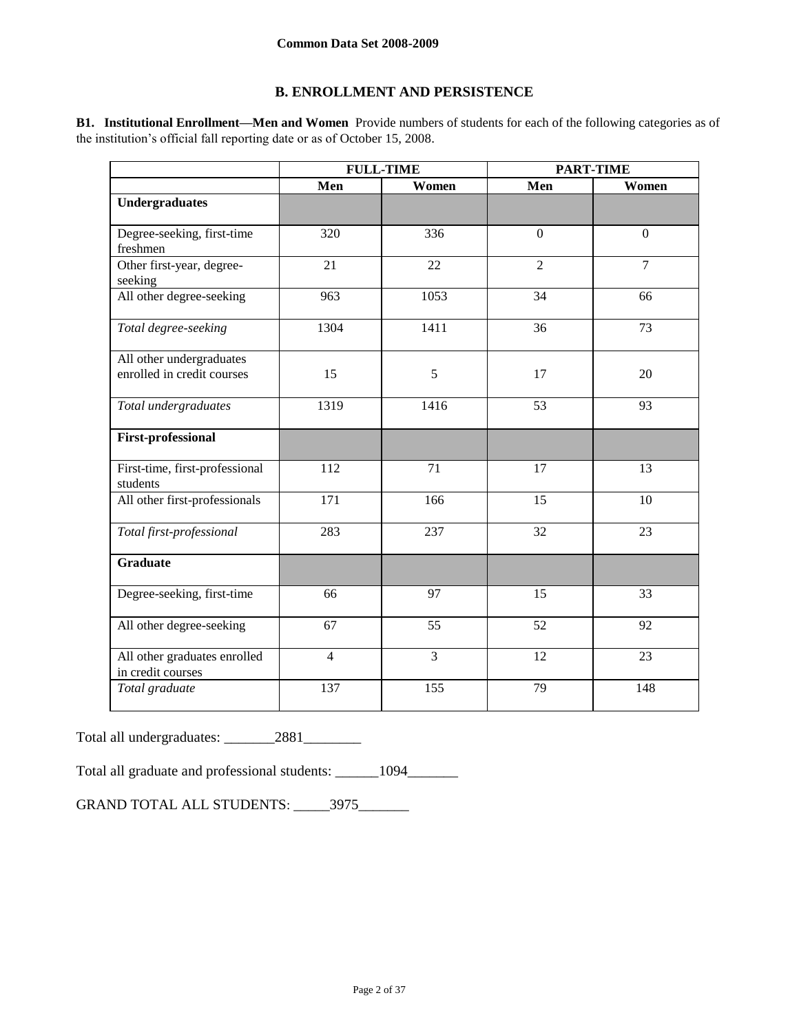## B. ENROLLMENT AND PERSISTENCE

**B1. Institutional Enrollment—Men and Women** Provide numbers of students for each of the following categories as of the institution's official fall reporting date or as of October 15, 2008.

| | FULL-TIME | | PART-TIME | |
|---|---|---|---|---|
| | **Men** | **Women** | **Men** | **Women** |
| **Undergraduates** | | | | |
| Degree-seeking, first-time freshmen | 320 | 336 | 0 | 0 |
| Other first-year, degree-seeking | 21 | 22 | 2 | 7 |
| All other degree-seeking | 963 | 1053 | 34 | 66 |
| *Total degree-seeking* | 1304 | 1411 | 36 | 73 |
| All other undergraduates enrolled in credit courses | 15 | 5 | 17 | 20 |
| *Total undergraduates* | 1319 | 1416 | 53 | 93 |
| **First-professional** | | | | |
| First-time, first-professional students | 112 | 71 | 17 | 13 |
| All other first-professionals | 171 | 166 | 15 | 10 |
| *Total first-professional* | 283 | 237 | 32 | 23 |
| **Graduate** | | | | |
| Degree-seeking, first-time | 66 | 97 | 15 | 33 |
| All other degree-seeking | 67 | 55 | 52 | 92 |
| All other graduates enrolled in credit courses | 4 | 3 | 12 | 23 |
| *Total graduate* | 137 | 155 | 79 | 148 |

Total all undergraduates: _______2881________

Total all graduate and professional students: ______1094_______

GRAND TOTAL ALL STUDENTS: _____3975_______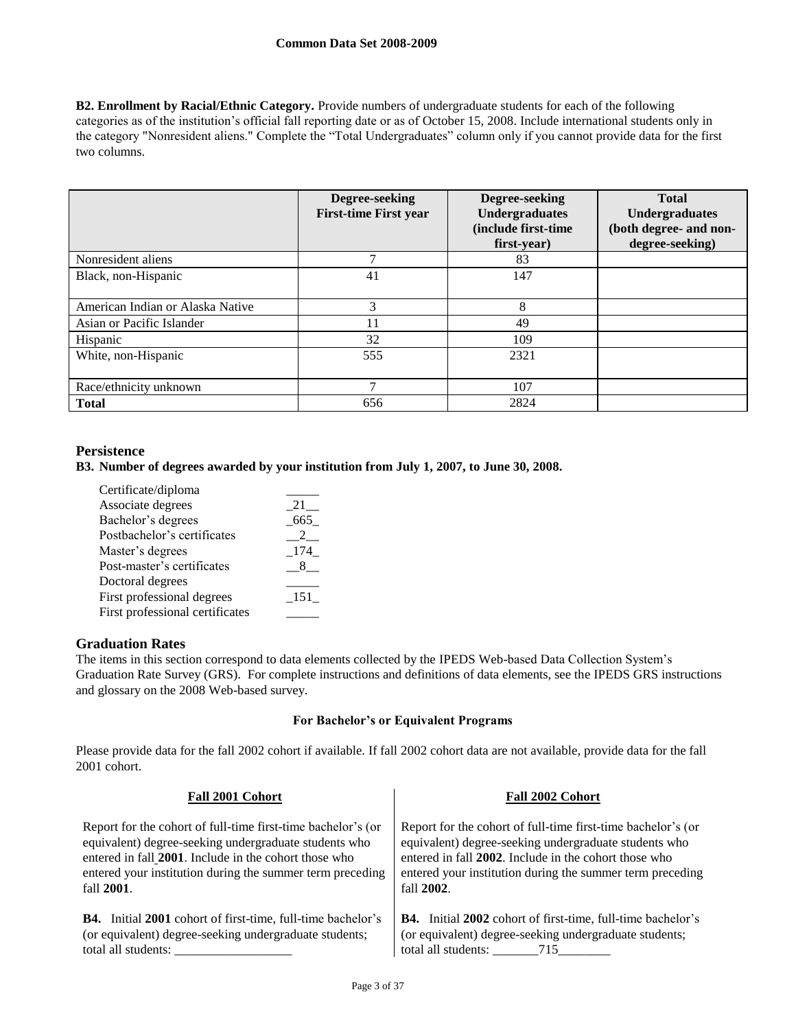**B2. Enrollment by Racial/Ethnic Category.** Provide numbers of undergraduate students for each of the following categories as of the institution's official fall reporting date or as of October 15, 2008. Include international students only in the category "Nonresident aliens." Complete the "Total Undergraduates" column only if you cannot provide data for the first two columns.

| | Degree-seeking First-time First year | Degree-seeking Undergraduates (include first-time first-year) | Total Undergraduates (both degree- and non-degree-seeking) |
|---|---|---|---|
| Nonresident aliens | 7 | 83 | |
| Black, non-Hispanic | 41 | 147 | |
| American Indian or Alaska Native | 3 | 8 | |
| Asian or Pacific Islander | 11 | 49 | |
| Hispanic | 32 | 109 | |
| White, non-Hispanic | 555 | 2321 | |
| Race/ethnicity unknown | 7 | 107 | |
| **Total** | 656 | 2824 | |

## Persistence

**B3. Number of degrees awarded by your institution from July 1, 2007, to June 30, 2008.**

| | |
|---|---|
| Certificate/diploma | _____ |
| Associate degrees | _21__ |
| Bachelor's degrees | _665_ |
| Postbachelor's certificates | __2__ |
| Master's degrees | _174_ |
| Post-master's certificates | __8__ |
| Doctoral degrees | _____ |
| First professional degrees | _151_ |
| First professional certificates | _____ |

## Graduation Rates

The items in this section correspond to data elements collected by the IPEDS Web-based Data Collection System's Graduation Rate Survey (GRS). For complete instructions and definitions of data elements, see the IPEDS GRS instructions and glossary on the 2008 Web-based survey.

**For Bachelor's or Equivalent Programs**

Please provide data for the fall 2002 cohort if available. If fall 2002 cohort data are not available, provide data for the fall 2001 cohort.

**Fall 2001 Cohort**

Report for the cohort of full-time first-time bachelor's (or equivalent) degree-seeking undergraduate students who entered in fall **2001**. Include in the cohort those who entered your institution during the summer term preceding fall **2001**.

**B4.** Initial **2001** cohort of first-time, full-time bachelor's (or equivalent) degree-seeking undergraduate students; total all students: __________________

**Fall 2002 Cohort**

Report for the cohort of full-time first-time bachelor's (or equivalent) degree-seeking undergraduate students who entered in fall **2002**. Include in the cohort those who entered your institution during the summer term preceding fall **2002**.

**B4.** Initial **2002** cohort of first-time, full-time bachelor's (or equivalent) degree-seeking undergraduate students; total all students: _______715________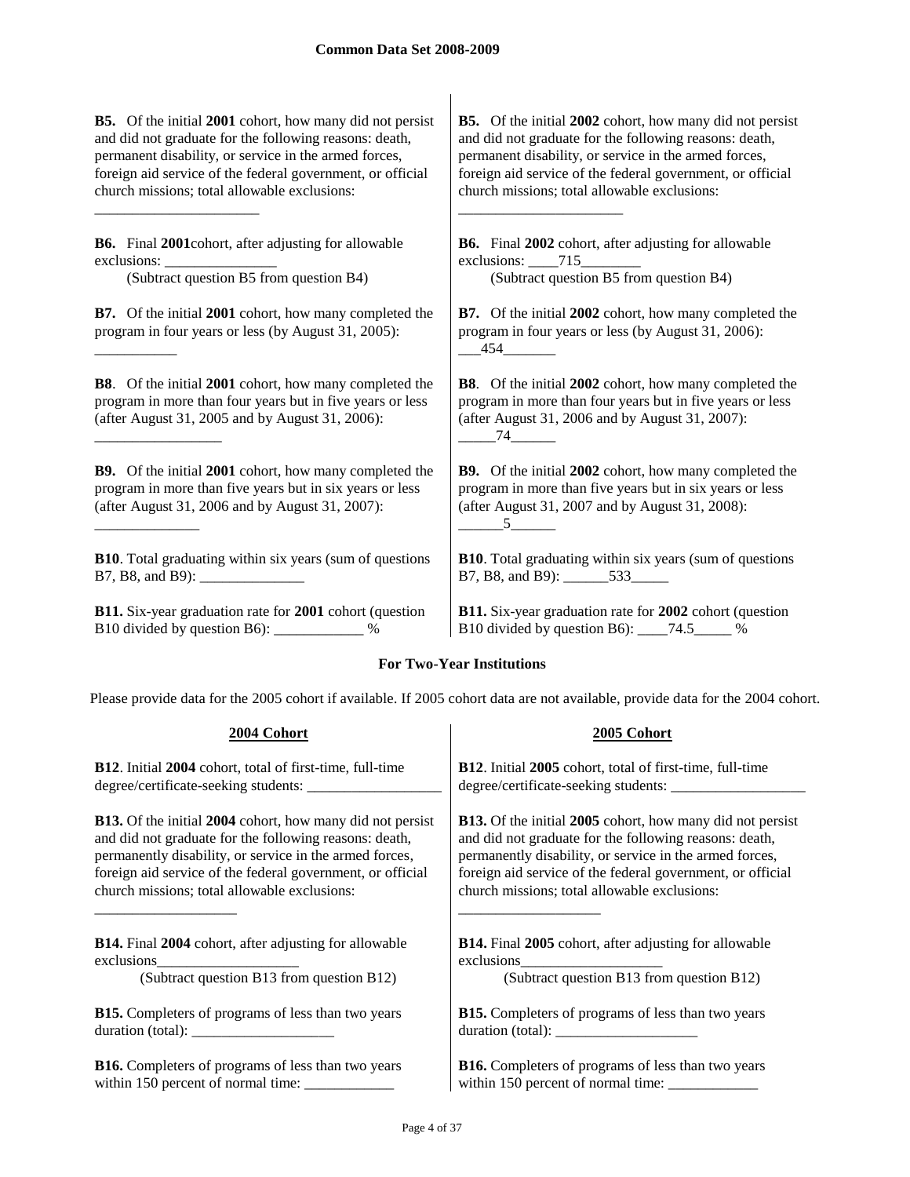**B5.** Of the initial **2001** cohort, how many did not persist and did not graduate for the following reasons: death, permanent disability, or service in the armed forces, foreign aid service of the federal government, or official church missions; total allowable exclusions: ______________________

**B6.** Final **2001**cohort, after adjusting for allowable exclusions: _______________
(Subtract question B5 from question B4)

**B7.** Of the initial **2001** cohort, how many completed the program in four years or less (by August 31, 2005): ___________

**B8**. Of the initial **2001** cohort, how many completed the program in more than four years but in five years or less (after August 31, 2005 and by August 31, 2006): _________________

**B9.** Of the initial **2001** cohort, how many completed the program in more than five years but in six years or less (after August 31, 2006 and by August 31, 2007): ______________

**B10**. Total graduating within six years (sum of questions B7, B8, and B9): ______________

**B11.** Six-year graduation rate for **2001** cohort (question B10 divided by question B6): ____________ %

**B5.** Of the initial **2002** cohort, how many did not persist and did not graduate for the following reasons: death, permanent disability, or service in the armed forces, foreign aid service of the federal government, or official church missions; total allowable exclusions: ______________________

**B6.** Final **2002** cohort, after adjusting for allowable exclusions: ____715________
(Subtract question B5 from question B4)

**B7.** Of the initial **2002** cohort, how many completed the program in four years or less (by August 31, 2006): ___454_______

**B8**. Of the initial **2002** cohort, how many completed the program in more than four years but in five years or less (after August 31, 2006 and by August 31, 2007): _____74______

**B9.** Of the initial **2002** cohort, how many completed the program in more than five years but in six years or less (after August 31, 2007 and by August 31, 2008): ______5______

**B10**. Total graduating within six years (sum of questions B7, B8, and B9): ______533_____

**B11.** Six-year graduation rate for **2002** cohort (question B10 divided by question B6): ____74.5_____ %

### For Two-Year Institutions

Please provide data for the 2005 cohort if available. If 2005 cohort data are not available, provide data for the 2004 cohort.

#### 2004 Cohort

**B12**. Initial **2004** cohort, total of first-time, full-time degree/certificate-seeking students: __________________

**B13.** Of the initial **2004** cohort, how many did not persist and did not graduate for the following reasons: death, permanently disability, or service in the armed forces, foreign aid service of the federal government, or official church missions; total allowable exclusions: ___________________

**B14.** Final **2004** cohort, after adjusting for allowable exclusions___________________
(Subtract question B13 from question B12)

**B15.** Completers of programs of less than two years duration (total): ___________________

**B16.** Completers of programs of less than two years within 150 percent of normal time: ____________

#### 2005 Cohort

**B12**. Initial **2005** cohort, total of first-time, full-time degree/certificate-seeking students: __________________

**B13.** Of the initial **2005** cohort, how many did not persist and did not graduate for the following reasons: death, permanently disability, or service in the armed forces, foreign aid service of the federal government, or official church missions; total allowable exclusions: ___________________

**B14.** Final **2005** cohort, after adjusting for allowable exclusions___________________
(Subtract question B13 from question B12)

**B15.** Completers of programs of less than two years duration (total): ___________________

**B16.** Completers of programs of less than two years within 150 percent of normal time: ____________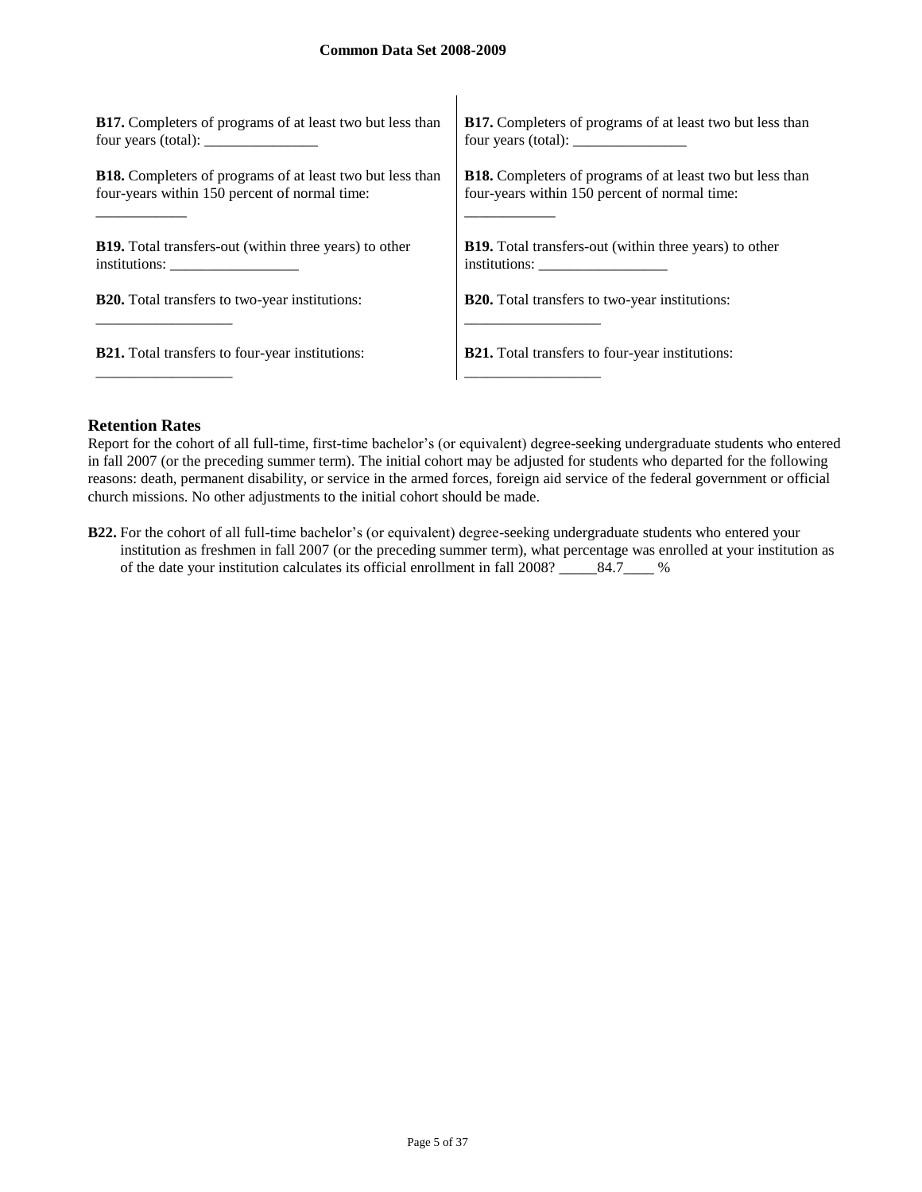| | |
|---|---|
| **B17.** Completers of programs of at least two but less than four years (total): _______________ | **B17.** Completers of programs of at least two but less than four years (total): _______________ |
| **B18.** Completers of programs of at least two but less than four-years within 150 percent of normal time: ____________ | **B18.** Completers of programs of at least two but less than four-years within 150 percent of normal time: ____________ |
| **B19.** Total transfers-out (within three years) to other institutions: _________________ | **B19.** Total transfers-out (within three years) to other institutions: _________________ |
| **B20.** Total transfers to two-year institutions: __________________ | **B20.** Total transfers to two-year institutions: __________________ |
| **B21.** Total transfers to four-year institutions: __________________ | **B21.** Total transfers to four-year institutions: __________________ |

### Retention Rates

Report for the cohort of all full-time, first-time bachelor's (or equivalent) degree-seeking undergraduate students who entered in fall 2007 (or the preceding summer term). The initial cohort may be adjusted for students who departed for the following reasons: death, permanent disability, or service in the armed forces, foreign aid service of the federal government or official church missions. No other adjustments to the initial cohort should be made.

**B22.** For the cohort of all full-time bachelor's (or equivalent) degree-seeking undergraduate students who entered your institution as freshmen in fall 2007 (or the preceding summer term), what percentage was enrolled at your institution as of the date your institution calculates its official enrollment in fall 2008? _____84.7____ %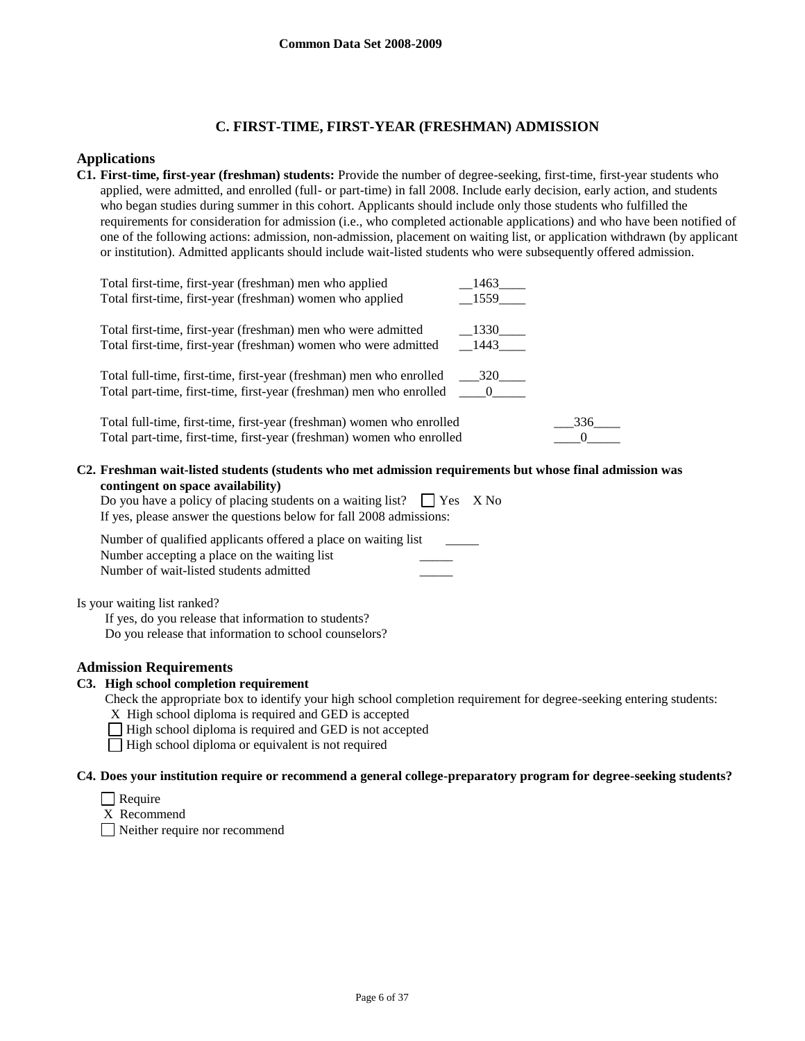## C. FIRST-TIME, FIRST-YEAR (FRESHMAN) ADMISSION

### Applications

**C1. First-time, first-year (freshman) students:** Provide the number of degree-seeking, first-time, first-year students who applied, were admitted, and enrolled (full- or part-time) in fall 2008. Include early decision, early action, and students who began studies during summer in this cohort. Applicants should include only those students who fulfilled the requirements for consideration for admission (i.e., who completed actionable applications) and who have been notified of one of the following actions: admission, non-admission, placement on waiting list, or application withdrawn (by applicant or institution). Admitted applicants should include wait-listed students who were subsequently offered admission.

| | |
|---|---|
| Total first-time, first-year (freshman) men who applied | 1463 |
| Total first-time, first-year (freshman) women who applied | 1559 |
| Total first-time, first-year (freshman) men who were admitted | 1330 |
| Total first-time, first-year (freshman) women who were admitted | 1443 |
| Total full-time, first-time, first-year (freshman) men who enrolled | 320 |
| Total part-time, first-time, first-year (freshman) men who enrolled | 0 |
| Total full-time, first-time, first-year (freshman) women who enrolled | 336 |
| Total part-time, first-time, first-year (freshman) women who enrolled | 0 |

**C2. Freshman wait-listed students (students who met admission requirements but whose final admission was contingent on space availability)**

Do you have a policy of placing students on a waiting list? ☐ Yes X No

If yes, please answer the questions below for fall 2008 admissions:

Number of qualified applicants offered a place on waiting list _____

Number accepting a place on the waiting list _____

Number of wait-listed students admitted _____

Is your waiting list ranked?

If yes, do you release that information to students?

Do you release that information to school counselors?

### Admission Requirements

**C3. High school completion requirement**

Check the appropriate box to identify your high school completion requirement for degree-seeking entering students:

X High school diploma is required and GED is accepted

☐ High school diploma is required and GED is not accepted

☐ High school diploma or equivalent is not required

**C4. Does your institution require or recommend a general college-preparatory program for degree-seeking students?**

☐ Require

X Recommend

☐ Neither require nor recommend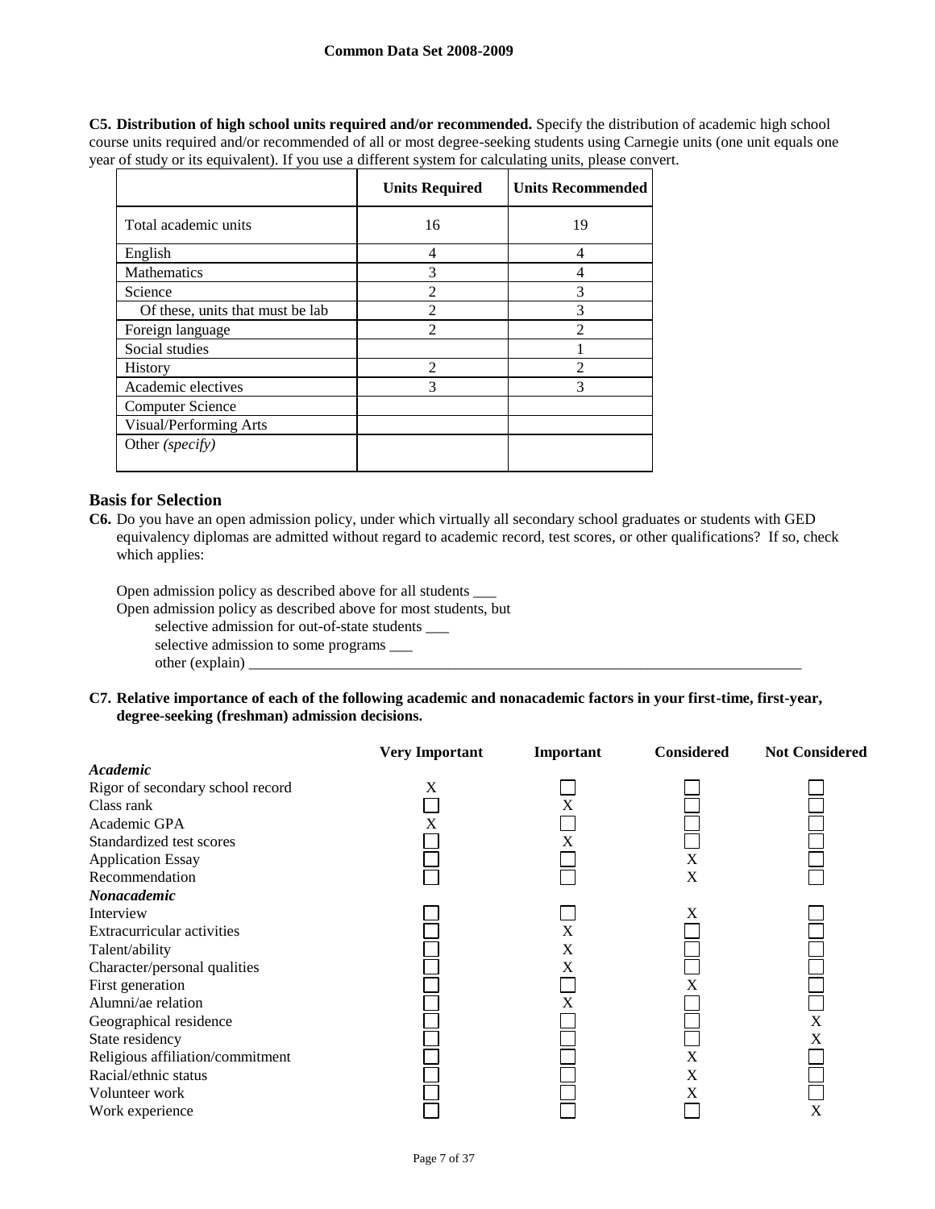**C5. Distribution of high school units required and/or recommended.** Specify the distribution of academic high school course units required and/or recommended of all or most degree-seeking students using Carnegie units (one unit equals one year of study or its equivalent). If you use a different system for calculating units, please convert.

| | Units Required | Units Recommended |
|---|---|---|
| Total academic units | 16 | 19 |
| English | 4 | 4 |
| Mathematics | 3 | 4 |
| Science | 2 | 3 |
| Of these, units that must be lab | 2 | 3 |
| Foreign language | 2 | 2 |
| Social studies | | 1 |
| History | 2 | 2 |
| Academic electives | 3 | 3 |
| Computer Science | | |
| Visual/Performing Arts | | |
| Other *(specify)* | | |

## Basis for Selection

**C6.** Do you have an open admission policy, under which virtually all secondary school graduates or students with GED equivalency diplomas are admitted without regard to academic record, test scores, or other qualifications? If so, check which applies:

Open admission policy as described above for all students ___
Open admission policy as described above for most students, but
selective admission for out-of-state students ___
selective admission to some programs ___
other (explain) ___

**C7. Relative importance of each of the following academic and nonacademic factors in your first-time, first-year, degree-seeking (freshman) admission decisions.**

| | Very Important | Important | Considered | Not Considered |
|---|---|---|---|---|
| ***Academic*** | | | | |
| Rigor of secondary school record | X | | | |
| Class rank | | X | | |
| Academic GPA | X | | | |
| Standardized test scores | | X | | |
| Application Essay | | | X | |
| Recommendation | | | X | |
| ***Nonacademic*** | | | | |
| Interview | | | X | |
| Extracurricular activities | | X | | |
| Talent/ability | | X | | |
| Character/personal qualities | | X | | |
| First generation | | | X | |
| Alumni/ae relation | | X | | |
| Geographical residence | | | | X |
| State residency | | | | X |
| Religious affiliation/commitment | | | X | |
| Racial/ethnic status | | | X | |
| Volunteer work | | | X | |
| Work experience | | | | X |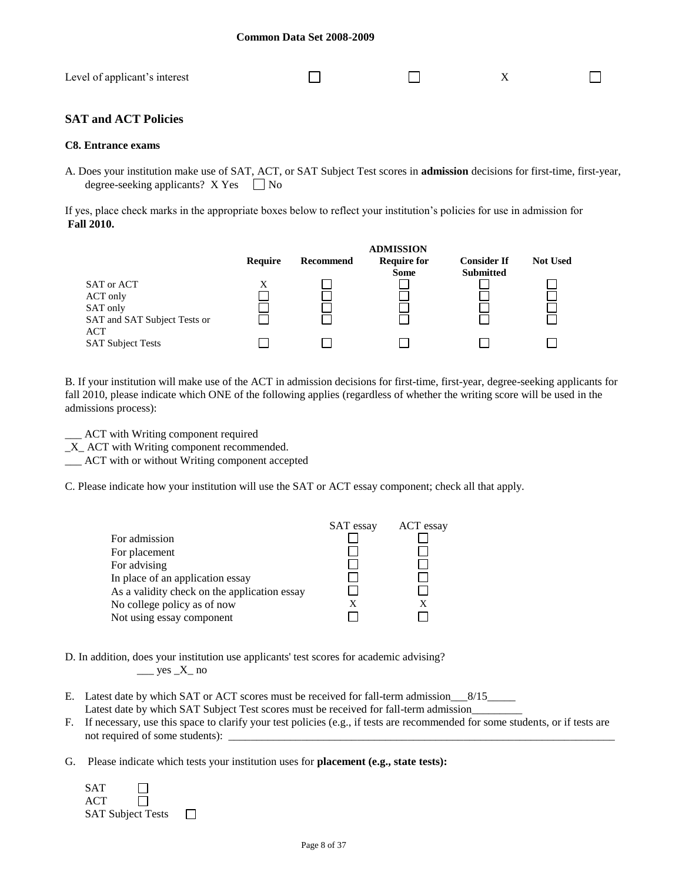| Level of applicant's interest | ☐ | ☐ | X | ☐ |
|---|---|---|---|---|

## SAT and ACT Policies

### C8. Entrance exams

A. Does your institution make use of SAT, ACT, or SAT Subject Test scores in **admission** decisions for first-time, first-year, degree-seeking applicants? X Yes ☐ No

If yes, place check marks in the appropriate boxes below to reflect your institution's policies for use in admission for **Fall 2010.**

| | | | ADMISSION | | |
|---|---|---|---|---|---|
| | **Require** | **Recommend** | **Require for Some** | **Consider If Submitted** | **Not Used** |
| SAT or ACT | X | ☐ | ☐ | ☐ | ☐ |
| ACT only | ☐ | ☐ | ☐ | ☐ | ☐ |
| SAT only | ☐ | ☐ | ☐ | ☐ | ☐ |
| SAT and SAT Subject Tests or ACT | ☐ | ☐ | ☐ | ☐ | ☐ |
| SAT Subject Tests | ☐ | ☐ | ☐ | ☐ | ☐ |

B. If your institution will make use of the ACT in admission decisions for first-time, first-year, degree-seeking applicants for fall 2010, please indicate which ONE of the following applies (regardless of whether the writing score will be used in the admissions process):

___ ACT with Writing component required
_X_ ACT with Writing component recommended.
___ ACT with or without Writing component accepted

C. Please indicate how your institution will use the SAT or ACT essay component; check all that apply.

| | SAT essay | ACT essay |
|---|---|---|
| For admission | ☐ | ☐ |
| For placement | ☐ | ☐ |
| For advising | ☐ | ☐ |
| In place of an application essay | ☐ | ☐ |
| As a validity check on the application essay | ☐ | ☐ |
| No college policy as of now | X | X |
| Not using essay component | ☐ | ☐ |

D. In addition, does your institution use applicants' test scores for academic advising?
___ yes _X_ no

E. Latest date by which SAT or ACT scores must be received for fall-term admission___8/15_____
Latest date by which SAT Subject Test scores must be received for fall-term admission_________

F. If necessary, use this space to clarify your test policies (e.g., if tests are recommended for some students, or if tests are not required of some students): ___________________________________________

G. Please indicate which tests your institution uses for **placement (e.g., state tests):**

SAT ☐
ACT ☐
SAT Subject Tests ☐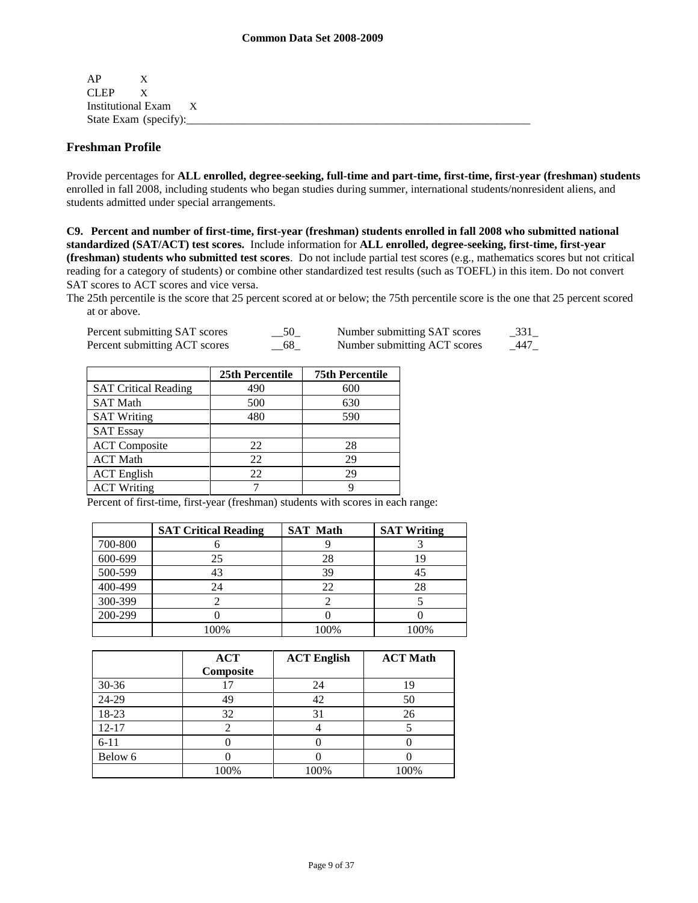AP X
CLEP X
Institutional Exam X
State Exam (specify):_______________________________________________________________

## Freshman Profile

Provide percentages for **ALL enrolled, degree-seeking, full-time and part-time, first-time, first-year (freshman) students** enrolled in fall 2008, including students who began studies during summer, international students/nonresident aliens, and students admitted under special arrangements.

**C9. Percent and number of first-time, first-year (freshman) students enrolled in fall 2008 who submitted national standardized (SAT/ACT) test scores.** Include information for **ALL enrolled, degree-seeking, first-time, first-year (freshman) students who submitted test scores**. Do not include partial test scores (e.g., mathematics scores but not critical reading for a category of students) or combine other standardized test results (such as TOEFL) in this item. Do not convert SAT scores to ACT scores and vice versa.

The 25th percentile is the score that 25 percent scored at or below; the 75th percentile score is the one that 25 percent scored at or above.

Percent submitting SAT scores __50_ Number submitting SAT scores _331_
Percent submitting ACT scores __68_ Number submitting ACT scores _447_

| | 25th Percentile | 75th Percentile |
|---|---|---|
| SAT Critical Reading | 490 | 600 |
| SAT Math | 500 | 630 |
| SAT Writing | 480 | 590 |
| SAT Essay | | |
| ACT Composite | 22 | 28 |
| ACT Math | 22 | 29 |
| ACT English | 22 | 29 |
| ACT Writing | 7 | 9 |

Percent of first-time, first-year (freshman) students with scores in each range:

| | SAT Critical Reading | SAT Math | SAT Writing |
|---|---|---|---|
| 700-800 | 6 | 9 | 3 |
| 600-699 | 25 | 28 | 19 |
| 500-599 | 43 | 39 | 45 |
| 400-499 | 24 | 22 | 28 |
| 300-399 | 2 | 2 | 5 |
| 200-299 | 0 | 0 | 0 |
| | 100% | 100% | 100% |

| | ACT Composite | ACT English | ACT Math |
|---|---|---|---|
| 30-36 | 17 | 24 | 19 |
| 24-29 | 49 | 42 | 50 |
| 18-23 | 32 | 31 | 26 |
| 12-17 | 2 | 4 | 5 |
| 6-11 | 0 | 0 | 0 |
| Below 6 | 0 | 0 | 0 |
| | 100% | 100% | 100% |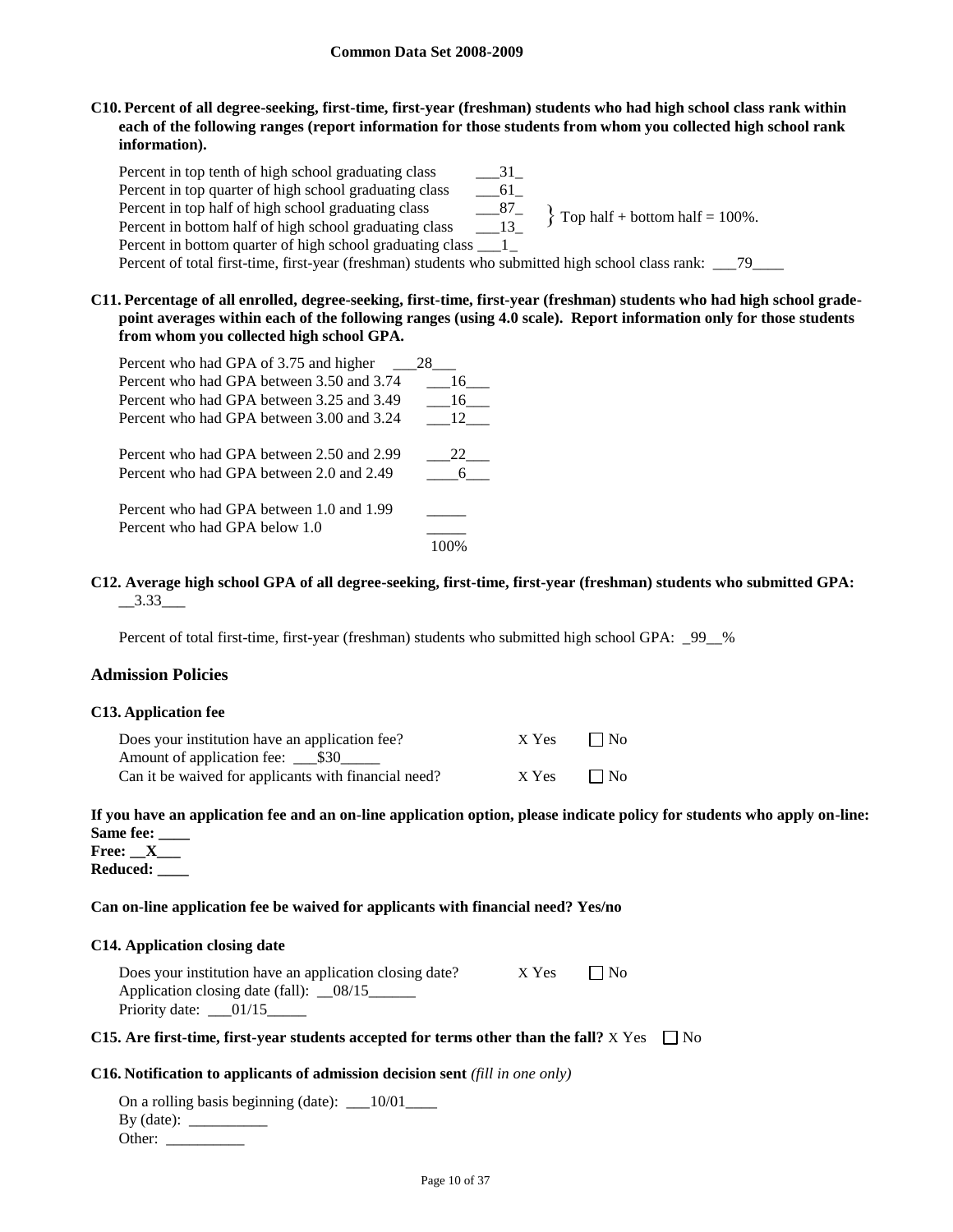**C10. Percent of all degree-seeking, first-time, first-year (freshman) students who had high school class rank within each of the following ranges (report information for those students from whom you collected high school rank information).**

| | | |
|---|---|---|
| Percent in top tenth of high school graduating class | 31 | |
| Percent in top quarter of high school graduating class | 61 | |
| Percent in top half of high school graduating class | 87 | } Top half + bottom half = 100%. |
| Percent in bottom half of high school graduating class | 13 | |
| Percent in bottom quarter of high school graduating class | 1 | |

Percent of total first-time, first-year (freshman) students who submitted high school class rank: 79

**C11. Percentage of all enrolled, degree-seeking, first-time, first-year (freshman) students who had high school grade-point averages within each of the following ranges (using 4.0 scale). Report information only for those students from whom you collected high school GPA.**

| | |
|---|---|
| Percent who had GPA of 3.75 and higher | 28 |
| Percent who had GPA between 3.50 and 3.74 | 16 |
| Percent who had GPA between 3.25 and 3.49 | 16 |
| Percent who had GPA between 3.00 and 3.24 | 12 |
| Percent who had GPA between 2.50 and 2.99 | 22 |
| Percent who had GPA between 2.0 and 2.49 | 6 |
| Percent who had GPA between 1.0 and 1.99 | |
| Percent who had GPA below 1.0 | |
| | 100% |

**C12. Average high school GPA of all degree-seeking, first-time, first-year (freshman) students who submitted GPA:** 3.33

Percent of total first-time, first-year (freshman) students who submitted high school GPA: 99 %

## Admission Policies

### C13. Application fee

| | | |
|---|---|---|
| Does your institution have an application fee? | X Yes | ☐ No |
| Amount of application fee: $30 | | |
| Can it be waived for applicants with financial need? | X Yes | ☐ No |

**If you have an application fee and an on-line application option, please indicate policy for students who apply on-line:**
**Same fee:** ____
**Free:** X
**Reduced:** ____

**Can on-line application fee be waived for applicants with financial need? Yes/no**

### C14. Application closing date

| | | |
|---|---|---|
| Does your institution have an application closing date? | X Yes | ☐ No |

Application closing date (fall): 08/15
Priority date: 01/15

**C15. Are first-time, first-year students accepted for terms other than the fall?** X Yes ☐ No

**C16. Notification to applicants of admission decision sent** *(fill in one only)*

On a rolling basis beginning (date): 10/01
By (date): __________
Other: __________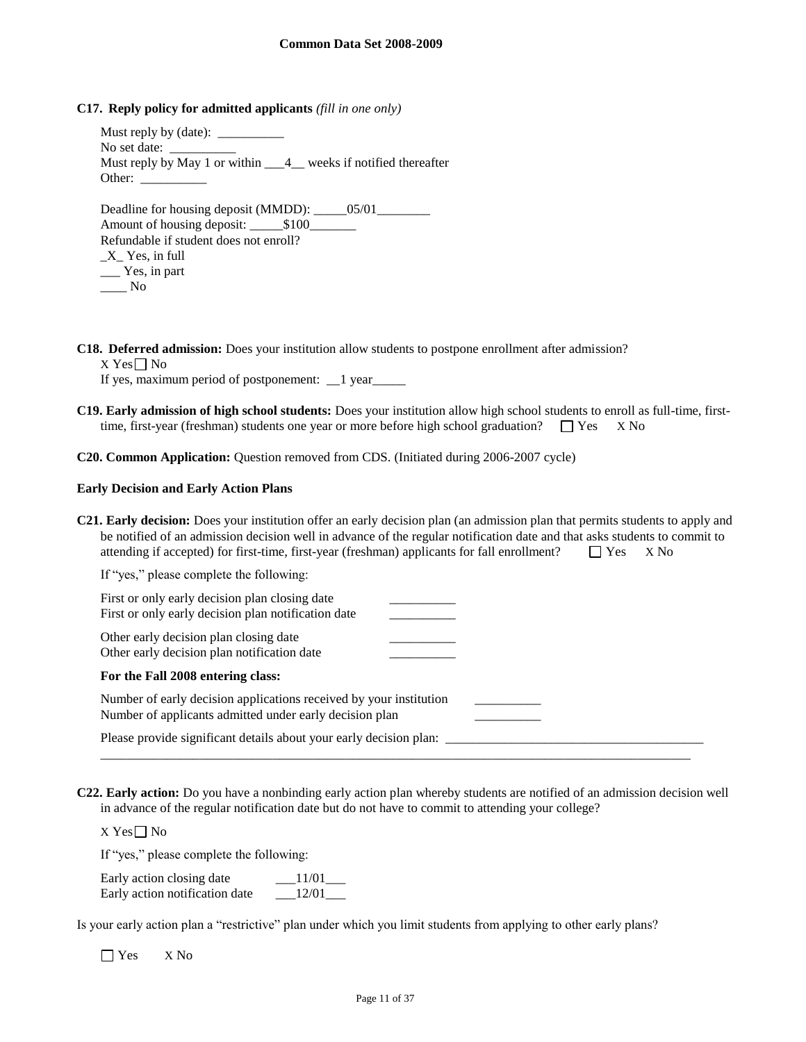**C17. Reply policy for admitted applicants** *(fill in one only)*

Must reply by (date): __________
No set date: __________
Must reply by May 1 or within ___4__ weeks if notified thereafter
Other: __________

Deadline for housing deposit (MMDD): _____05/01________
Amount of housing deposit: _____$100_______
Refundable if student does not enroll?
_X_ Yes, in full
___ Yes, in part
____ No

**C18. Deferred admission:** Does your institution allow students to postpone enrollment after admission?
X Yes ☐ No
If yes, maximum period of postponement: __1 year_____

**C19. Early admission of high school students:** Does your institution allow high school students to enroll as full-time, first-time, first-year (freshman) students one year or more before high school graduation? ☐ Yes X No

**C20. Common Application:** Question removed from CDS. (Initiated during 2006-2007 cycle)

**Early Decision and Early Action Plans**

**C21. Early decision:** Does your institution offer an early decision plan (an admission plan that permits students to apply and be notified of an admission decision well in advance of the regular notification date and that asks students to commit to attending if accepted) for first-time, first-year (freshman) applicants for fall enrollment? ☐ Yes X No

If "yes," please complete the following:

First or only early decision plan closing date __________
First or only early decision plan notification date __________

Other early decision plan closing date __________
Other early decision plan notification date __________

**For the Fall 2008 entering class:**

Number of early decision applications received by your institution __________
Number of applicants admitted under early decision plan __________

Please provide significant details about your early decision plan: ______________________________________

**C22. Early action:** Do you have a nonbinding early action plan whereby students are notified of an admission decision well in advance of the regular notification date but do not have to commit to attending your college?

X Yes ☐ No

If "yes," please complete the following:

Early action closing date ___11/01___
Early action notification date ___12/01___

Is your early action plan a "restrictive" plan under which you limit students from applying to other early plans?

☐ Yes X No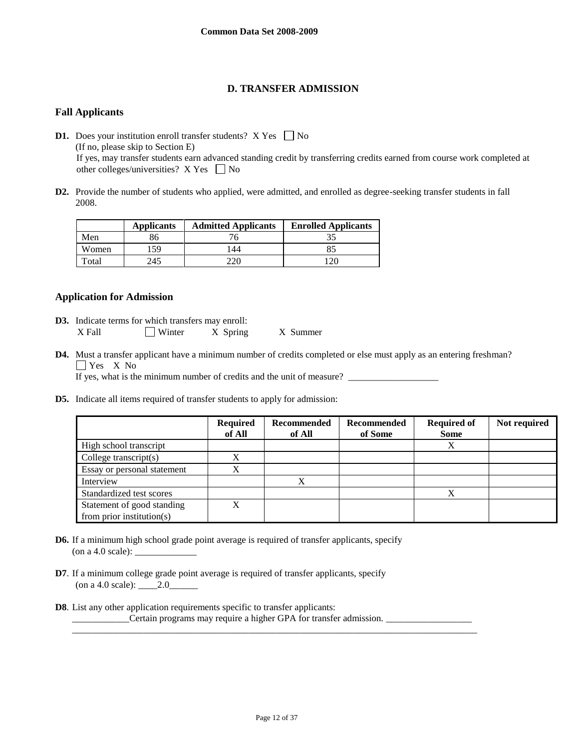## D. TRANSFER ADMISSION

### Fall Applicants

**D1.** Does your institution enroll transfer students? X Yes ☐ No
(If no, please skip to Section E)
If yes, may transfer students earn advanced standing credit by transferring credits earned from course work completed at other colleges/universities? X Yes ☐ No

**D2.** Provide the number of students who applied, were admitted, and enrolled as degree-seeking transfer students in fall 2008.

| | Applicants | Admitted Applicants | Enrolled Applicants |
|---|---|---|---|
| Men | 86 | 76 | 35 |
| Women | 159 | 144 | 85 |
| Total | 245 | 220 | 120 |

### Application for Admission

**D3.** Indicate terms for which transfers may enroll:
X Fall ☐ Winter X Spring X Summer

**D4.** Must a transfer applicant have a minimum number of credits completed or else must apply as an entering freshman?
☐ Yes X No
If yes, what is the minimum number of credits and the unit of measure? ___________________

**D5.** Indicate all items required of transfer students to apply for admission:

| | Required of All | Recommended of All | Recommended of Some | Required of Some | Not required |
|---|---|---|---|---|---|
| High school transcript | | | | X | |
| College transcript(s) | X | | | | |
| Essay or personal statement | X | | | | |
| Interview | | X | | | |
| Standardized test scores | | | | X | |
| Statement of good standing from prior institution(s) | X | | | | |

**D6.** If a minimum high school grade point average is required of transfer applicants, specify (on a 4.0 scale): _____________

**D7**. If a minimum college grade point average is required of transfer applicants, specify (on a 4.0 scale): ____2.0______

**D8**. List any other application requirements specific to transfer applicants:
____________Certain programs may require a higher GPA for transfer admission. __________________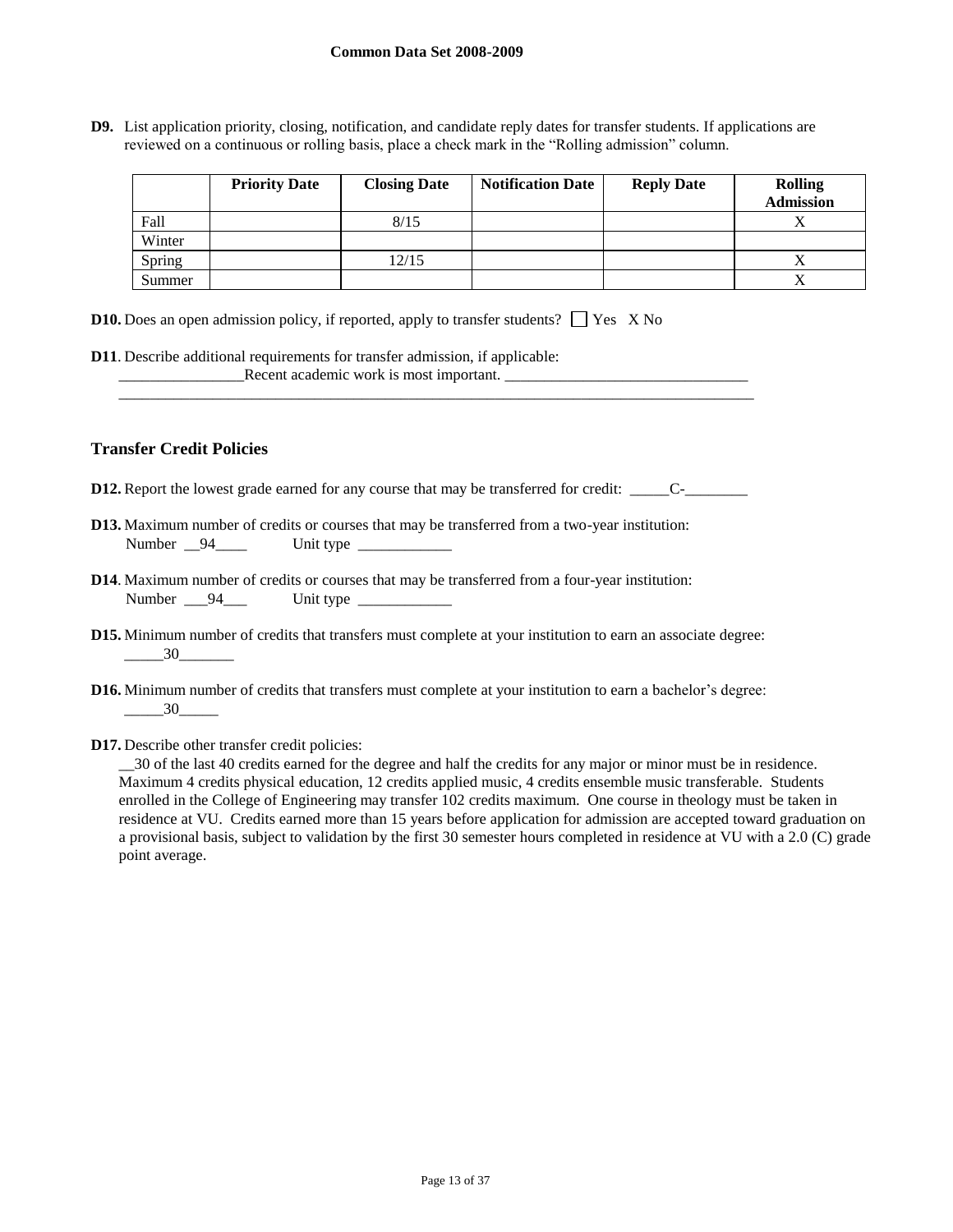**D9.** List application priority, closing, notification, and candidate reply dates for transfer students. If applications are reviewed on a continuous or rolling basis, place a check mark in the "Rolling admission" column.

| | Priority Date | Closing Date | Notification Date | Reply Date | Rolling Admission |
|---|---|---|---|---|---|
| Fall | | 8/15 | | | X |
| Winter | | | | | |
| Spring | | 12/15 | | | X |
| Summer | | | | | X |

**D10.** Does an open admission policy, if reported, apply to transfer students? ☐ Yes X No

**D11**. Describe additional requirements for transfer admission, if applicable:
________________Recent academic work is most important. _______________________________

## Transfer Credit Policies

**D12.** Report the lowest grade earned for any course that may be transferred for credit: _____C-________

**D13.** Maximum number of credits or courses that may be transferred from a two-year institution:
Number __94____ Unit type ____________

**D14**. Maximum number of credits or courses that may be transferred from a four-year institution:
Number ___94___ Unit type ____________

**D15.** Minimum number of credits that transfers must complete at your institution to earn an associate degree:
_____30_______

**D16.** Minimum number of credits that transfers must complete at your institution to earn a bachelor's degree:
_____30_____

**D17.** Describe other transfer credit policies:
__30 of the last 40 credits earned for the degree and half the credits for any major or minor must be in residence. Maximum 4 credits physical education, 12 credits applied music, 4 credits ensemble music transferable. Students enrolled in the College of Engineering may transfer 102 credits maximum. One course in theology must be taken in residence at VU. Credits earned more than 15 years before application for admission are accepted toward graduation on a provisional basis, subject to validation by the first 30 semester hours completed in residence at VU with a 2.0 (C) grade point average.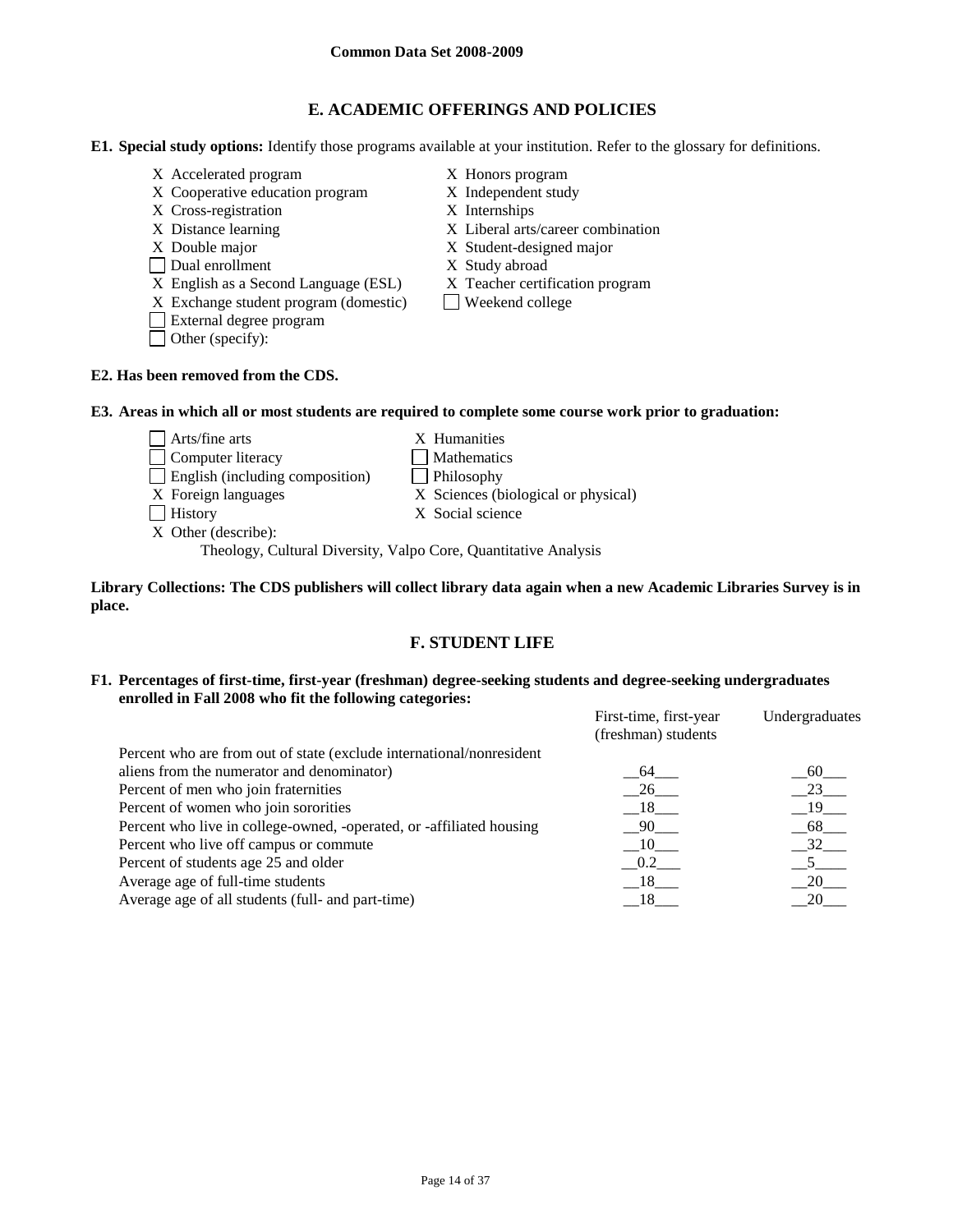## E. ACADEMIC OFFERINGS AND POLICIES

**E1. Special study options:** Identify those programs available at your institution. Refer to the glossary for definitions.

- X Accelerated program
- X Cooperative education program
- X Cross-registration
- X Distance learning
- X Double major
- [ ] Dual enrollment
- X English as a Second Language (ESL)
- X Exchange student program (domestic)
- [ ] External degree program
- [ ] Other (specify):
- X Honors program
- X Independent study
- X Internships
- X Liberal arts/career combination
- X Student-designed major
- X Study abroad
- X Teacher certification program
- [ ] Weekend college

**E2. Has been removed from the CDS.**

**E3. Areas in which all or most students are required to complete some course work prior to graduation:**

- [ ] Arts/fine arts
- [ ] Computer literacy
- [ ] English (including composition)
- X Foreign languages
- [ ] History
- X Humanities
- [ ] Mathematics
- [ ] Philosophy
- X Sciences (biological or physical)
- X Social science
- X Other (describe):
  Theology, Cultural Diversity, Valpo Core, Quantitative Analysis

**Library Collections: The CDS publishers will collect library data again when a new Academic Libraries Survey is in place.**

## F. STUDENT LIFE

**F1. Percentages of first-time, first-year (freshman) degree-seeking students and degree-seeking undergraduates enrolled in Fall 2008 who fit the following categories:**

| | First-time, first-year (freshman) students | Undergraduates |
|---|---|---|
| Percent who are from out of state (exclude international/nonresident aliens from the numerator and denominator) | 64 | 60 |
| Percent of men who join fraternities | 26 | 23 |
| Percent of women who join sororities | 18 | 19 |
| Percent who live in college-owned, -operated, or -affiliated housing | 90 | 68 |
| Percent who live off campus or commute | 10 | 32 |
| Percent of students age 25 and older | 0.2 | 5 |
| Average age of full-time students | 18 | 20 |
| Average age of all students (full- and part-time) | 18 | 20 |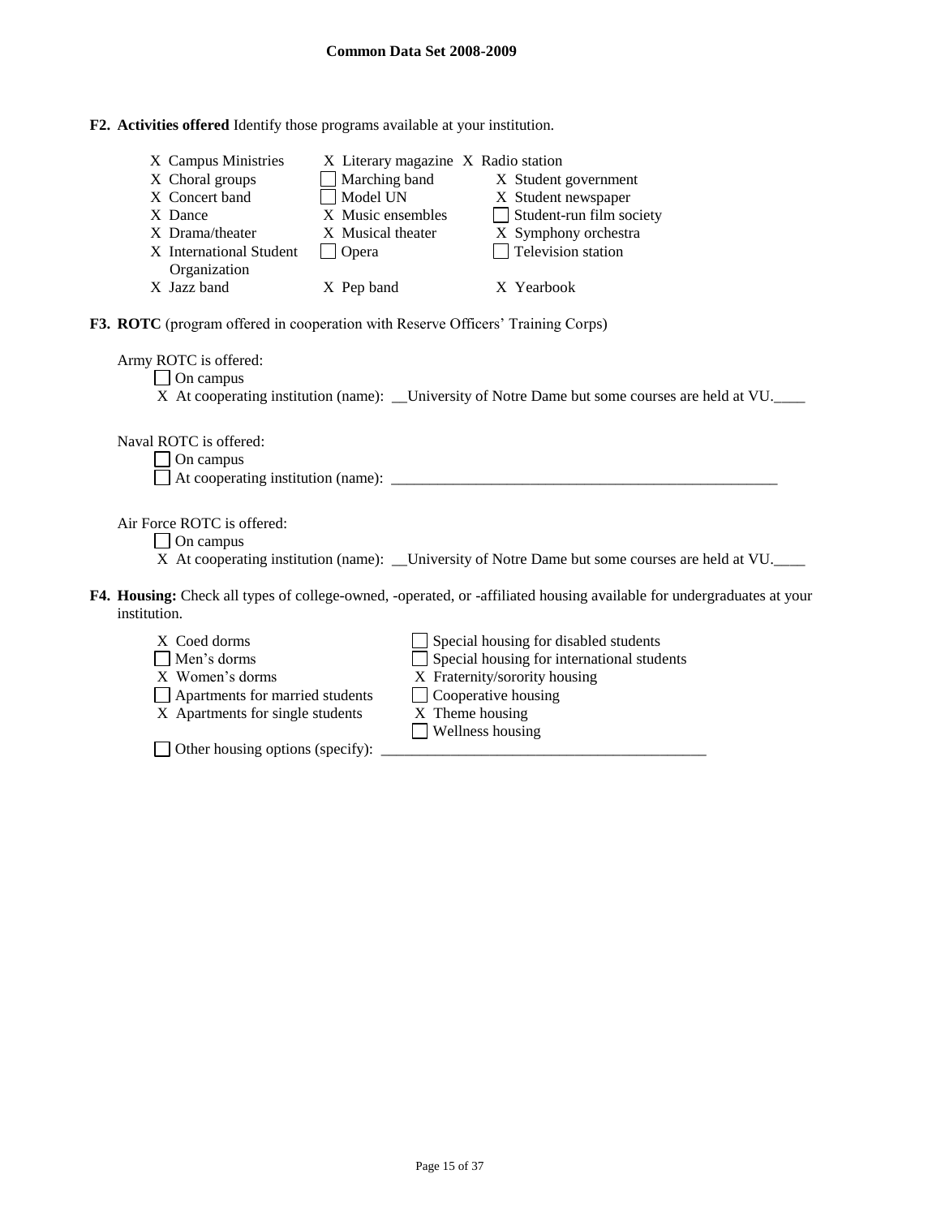**F2. Activities offered** Identify those programs available at your institution.

- X Campus Ministries
- X Choral groups
- X Concert band
- X Dance
- X Drama/theater
- X International Student Organization
- X Jazz band
- X Literary magazine
- ☐ Marching band
- ☐ Model UN
- X Music ensembles
- X Musical theater
- ☐ Opera
- X Pep band
- X Radio station
- X Student government
- X Student newspaper
- ☐ Student-run film society
- X Symphony orchestra
- ☐ Television station
- X Yearbook

**F3. ROTC** (program offered in cooperation with Reserve Officers' Training Corps)

Army ROTC is offered:

- ☐ On campus
- X At cooperating institution (name): __University of Notre Dame but some courses are held at VU.____

Naval ROTC is offered:

- ☐ On campus
- ☐ At cooperating institution (name): ____________________________________________________

Air Force ROTC is offered:

- ☐ On campus
- X At cooperating institution (name): __University of Notre Dame but some courses are held at VU.____

**F4. Housing:** Check all types of college-owned, -operated, or -affiliated housing available for undergraduates at your institution.

- X Coed dorms
- ☐ Men's dorms
- X Women's dorms
- ☐ Apartments for married students
- X Apartments for single students
- ☐ Special housing for disabled students
- ☐ Special housing for international students
- X Fraternity/sorority housing
- ☐ Cooperative housing
- X Theme housing
- ☐ Wellness housing
- ☐ Other housing options (specify): ___________________________________________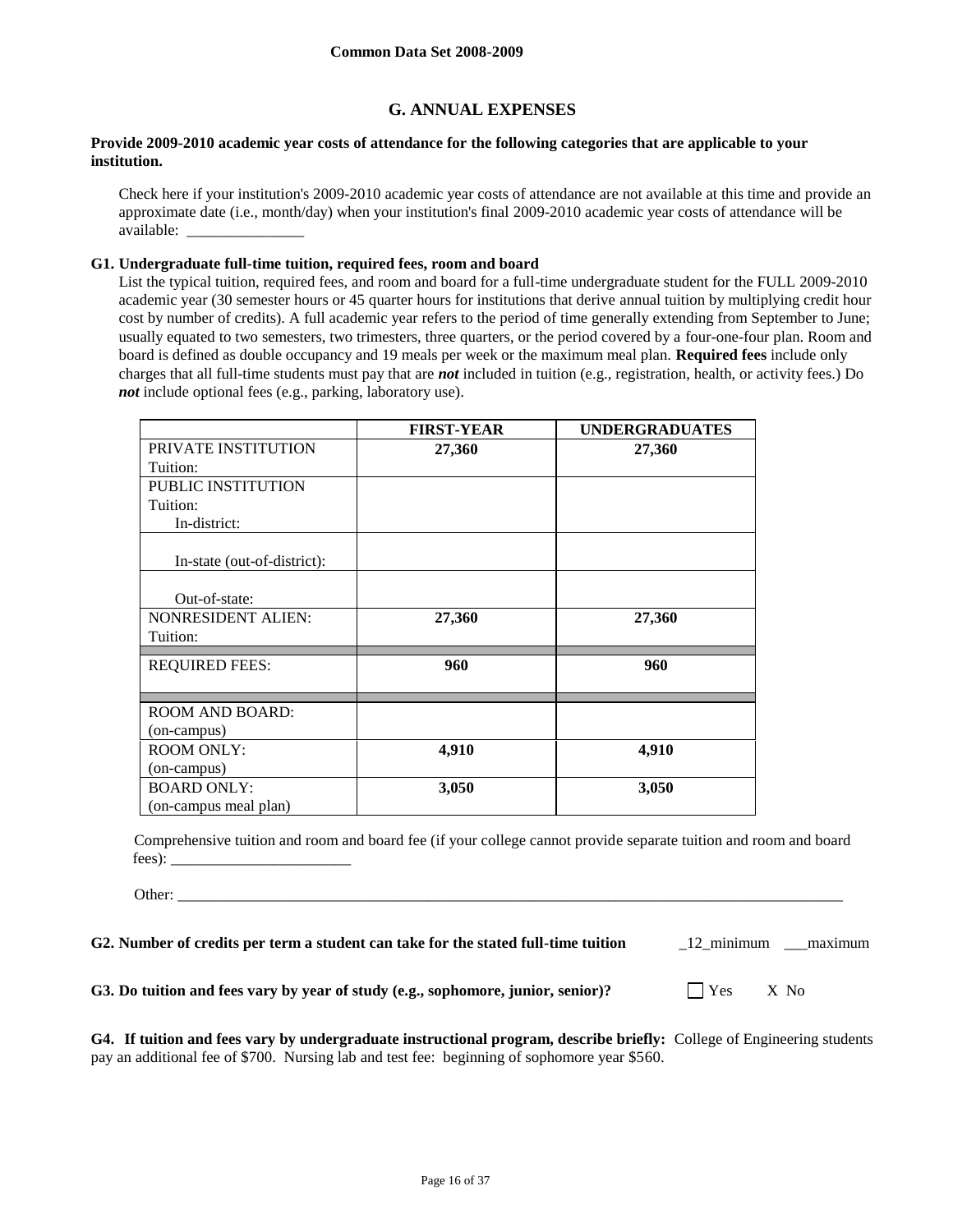## G. ANNUAL EXPENSES

**Provide 2009-2010 academic year costs of attendance for the following categories that are applicable to your institution.**

Check here if your institution's 2009-2010 academic year costs of attendance are not available at this time and provide an approximate date (i.e., month/day) when your institution's final 2009-2010 academic year costs of attendance will be available: _______________

**G1. Undergraduate full-time tuition, required fees, room and board**

List the typical tuition, required fees, and room and board for a full-time undergraduate student for the FULL 2009-2010 academic year (30 semester hours or 45 quarter hours for institutions that derive annual tuition by multiplying credit hour cost by number of credits). A full academic year refers to the period of time generally extending from September to June; usually equated to two semesters, two trimesters, three quarters, or the period covered by a four-one-four plan. Room and board is defined as double occupancy and 19 meals per week or the maximum meal plan. **Required fees** include only charges that all full-time students must pay that are ***not*** included in tuition (e.g., registration, health, or activity fees.) Do ***not*** include optional fees (e.g., parking, laboratory use).

| | **FIRST-YEAR** | **UNDERGRADUATES** |
|---|---|---|
| PRIVATE INSTITUTION Tuition: | **27,360** | **27,360** |
| PUBLIC INSTITUTION Tuition: In-district: | | |
| In-state (out-of-district): | | |
| Out-of-state: | | |
| NONRESIDENT ALIEN: Tuition: | **27,360** | **27,360** |
| REQUIRED FEES: | **960** | **960** |
| ROOM AND BOARD: (on-campus) | | |
| ROOM ONLY: (on-campus) | **4,910** | **4,910** |
| BOARD ONLY: (on-campus meal plan) | **3,050** | **3,050** |

Comprehensive tuition and room and board fee (if your college cannot provide separate tuition and room and board fees): _______________________

Other: _______________________________________________________________________________________

**G2. Number of credits per term a student can take for the stated full-time tuition** _12_minimum ___maximum

**G3. Do tuition and fees vary by year of study (e.g., sophomore, junior, senior)?** ☐ Yes X No

**G4. If tuition and fees vary by undergraduate instructional program, describe briefly:** College of Engineering students pay an additional fee of $700. Nursing lab and test fee: beginning of sophomore year $560.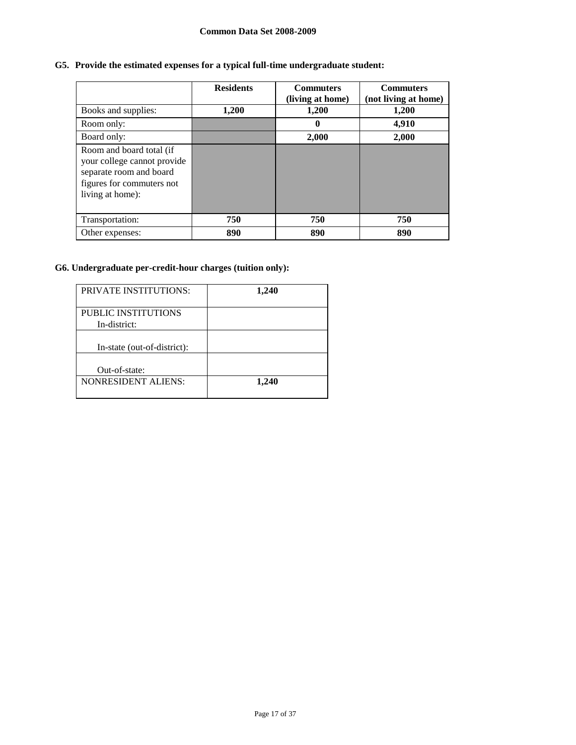**G5. Provide the estimated expenses for a typical full-time undergraduate student:**

| | Residents | Commuters (living at home) | Commuters (not living at home) |
|---|---|---|---|
| Books and supplies: | **1,200** | **1,200** | **1,200** |
| Room only: | | **0** | **4,910** |
| Board only: | | **2,000** | **2,000** |
| Room and board total (if your college cannot provide separate room and board figures for commuters not living at home): | | | |
| Transportation: | **750** | **750** | **750** |
| Other expenses: | **890** | **890** | **890** |

**G6. Undergraduate per-credit-hour charges (tuition only):**

| | |
|---|---|
| PRIVATE INSTITUTIONS: | **1,240** |
| PUBLIC INSTITUTIONS In-district: | |
| In-state (out-of-district): | |
| Out-of-state: | |
| NONRESIDENT ALIENS: | **1,240** |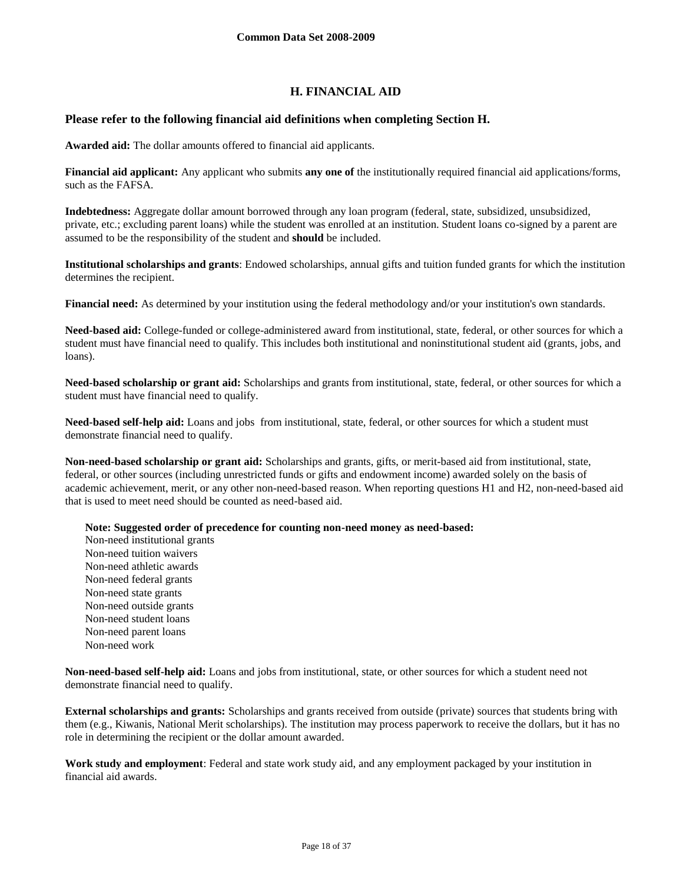## H. FINANCIAL AID

### Please refer to the following financial aid definitions when completing Section H.

**Awarded aid:** The dollar amounts offered to financial aid applicants.

**Financial aid applicant:** Any applicant who submits **any one of** the institutionally required financial aid applications/forms, such as the FAFSA.

**Indebtedness:** Aggregate dollar amount borrowed through any loan program (federal, state, subsidized, unsubsidized, private, etc.; excluding parent loans) while the student was enrolled at an institution. Student loans co-signed by a parent are assumed to be the responsibility of the student and **should** be included.

**Institutional scholarships and grants**: Endowed scholarships, annual gifts and tuition funded grants for which the institution determines the recipient.

**Financial need:** As determined by your institution using the federal methodology and/or your institution's own standards.

**Need-based aid:** College-funded or college-administered award from institutional, state, federal, or other sources for which a student must have financial need to qualify. This includes both institutional and noninstitutional student aid (grants, jobs, and loans).

**Need-based scholarship or grant aid:** Scholarships and grants from institutional, state, federal, or other sources for which a student must have financial need to qualify.

**Need-based self-help aid:** Loans and jobs from institutional, state, federal, or other sources for which a student must demonstrate financial need to qualify.

**Non-need-based scholarship or grant aid:** Scholarships and grants, gifts, or merit-based aid from institutional, state, federal, or other sources (including unrestricted funds or gifts and endowment income) awarded solely on the basis of academic achievement, merit, or any other non-need-based reason. When reporting questions H1 and H2, non-need-based aid that is used to meet need should be counted as need-based aid.

**Note: Suggested order of precedence for counting non-need money as need-based:**

Non-need institutional grants
Non-need tuition waivers
Non-need athletic awards
Non-need federal grants
Non-need state grants
Non-need outside grants
Non-need student loans
Non-need parent loans
Non-need work

**Non-need-based self-help aid:** Loans and jobs from institutional, state, or other sources for which a student need not demonstrate financial need to qualify.

**External scholarships and grants:** Scholarships and grants received from outside (private) sources that students bring with them (e.g., Kiwanis, National Merit scholarships). The institution may process paperwork to receive the dollars, but it has no role in determining the recipient or the dollar amount awarded.

**Work study and employment**: Federal and state work study aid, and any employment packaged by your institution in financial aid awards.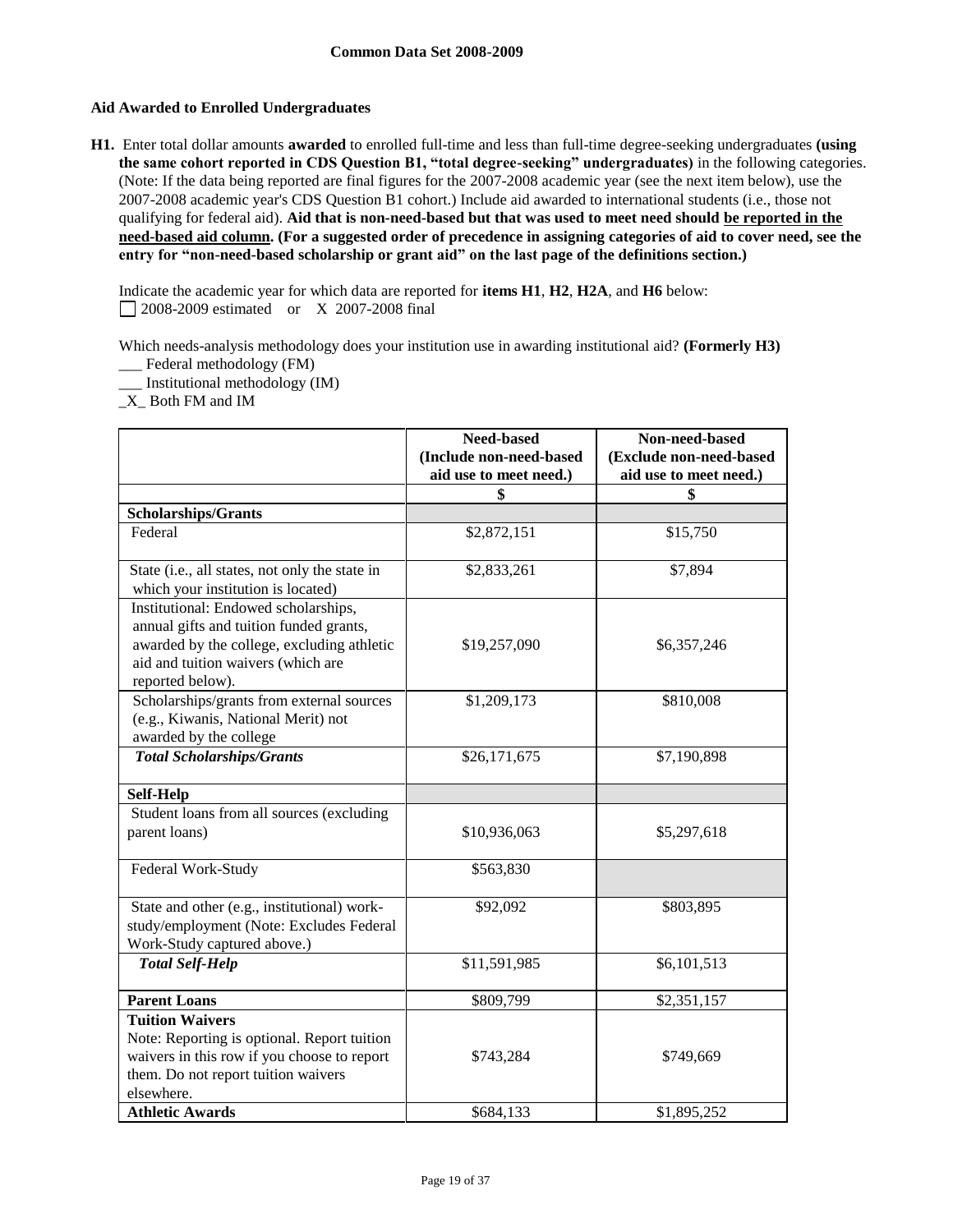## Aid Awarded to Enrolled Undergraduates

**H1.** Enter total dollar amounts **awarded** to enrolled full-time and less than full-time degree-seeking undergraduates **(using the same cohort reported in CDS Question B1, "total degree-seeking" undergraduates)** in the following categories. (Note: If the data being reported are final figures for the 2007-2008 academic year (see the next item below), use the 2007-2008 academic year's CDS Question B1 cohort.) Include aid awarded to international students (i.e., those not qualifying for federal aid). **Aid that is non-need-based but that was used to meet need should be reported in the need-based aid column. (For a suggested order of precedence in assigning categories of aid to cover need, see the entry for "non-need-based scholarship or grant aid" on the last page of the definitions section.)**

Indicate the academic year for which data are reported for **items H1**, **H2**, **H2A**, and **H6** below:
☐ 2008-2009 estimated or X 2007-2008 final

Which needs-analysis methodology does your institution use in awarding institutional aid? **(Formerly H3)**
___ Federal methodology (FM)
___ Institutional methodology (IM)
_X_ Both FM and IM

| | Need-based (Include non-need-based aid use to meet need.) | Non-need-based (Exclude non-need-based aid use to meet need.) |
|---|---|---|
| | $ | $ |
| **Scholarships/Grants** | | |
| Federal | $2,872,151 | $15,750 |
| State (i.e., all states, not only the state in which your institution is located) | $2,833,261 | $7,894 |
| Institutional: Endowed scholarships, annual gifts and tuition funded grants, awarded by the college, excluding athletic aid and tuition waivers (which are reported below). | $19,257,090 | $6,357,246 |
| Scholarships/grants from external sources (e.g., Kiwanis, National Merit) not awarded by the college | $1,209,173 | $810,008 |
| ***Total Scholarships/Grants*** | $26,171,675 | $7,190,898 |
| **Self-Help** | | |
| Student loans from all sources (excluding parent loans) | $10,936,063 | $5,297,618 |
| Federal Work-Study | $563,830 | |
| State and other (e.g., institutional) work-study/employment (Note: Excludes Federal Work-Study captured above.) | $92,092 | $803,895 |
| ***Total Self-Help*** | $11,591,985 | $6,101,513 |
| **Parent Loans** | $809,799 | $2,351,157 |
| **Tuition Waivers** Note: Reporting is optional. Report tuition waivers in this row if you choose to report them. Do not report tuition waivers elsewhere. | $743,284 | $749,669 |
| **Athletic Awards** | $684,133 | $1,895,252 |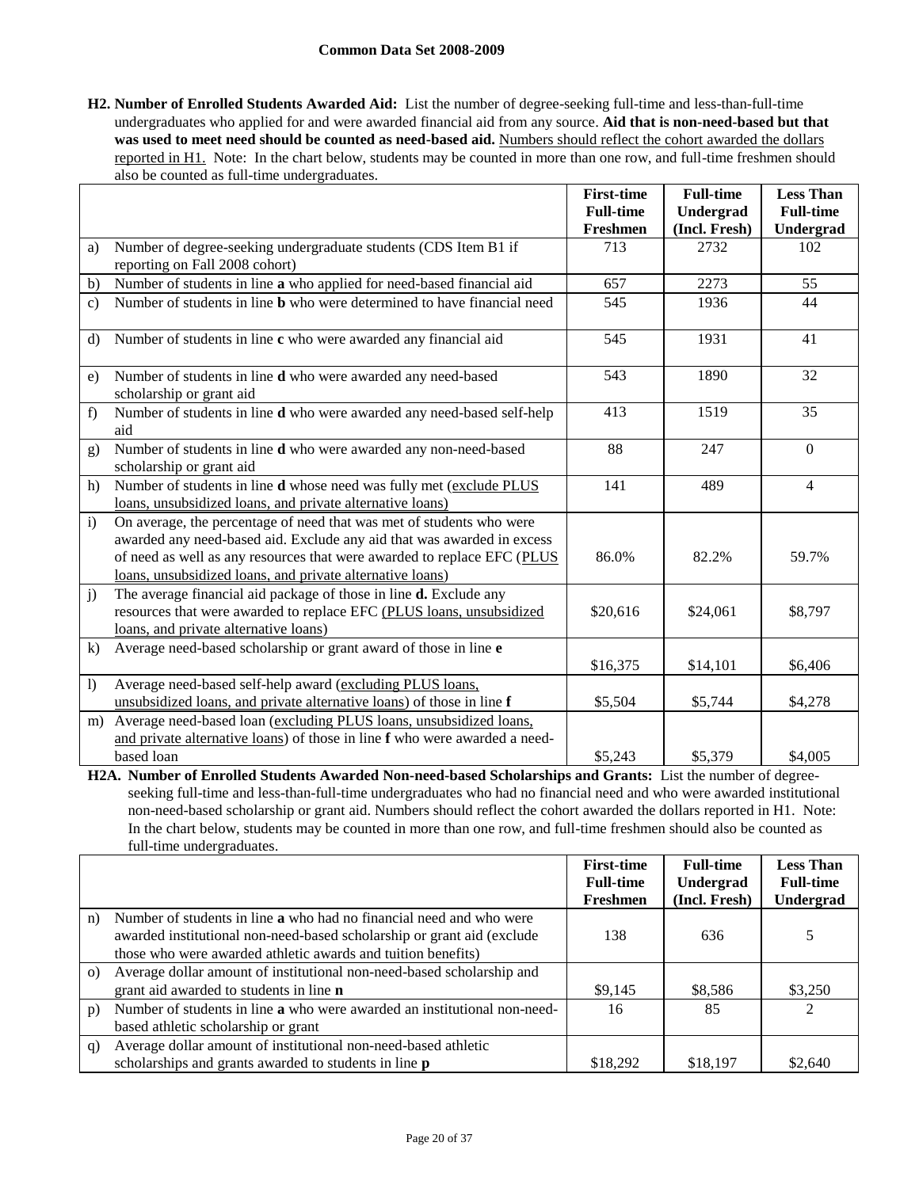**Common Data Set 2008-2009**

**H2. Number of Enrolled Students Awarded Aid:** List the number of degree-seeking full-time and less-than-full-time undergraduates who applied for and were awarded financial aid from any source. **Aid that is non-need-based but that was used to meet need should be counted as need-based aid.** Numbers should reflect the cohort awarded the dollars reported in H1. Note: In the chart below, students may be counted in more than one row, and full-time freshmen should also be counted as full-time undergraduates.

| | | First-time Full-time Freshmen | Full-time Undergrad (Incl. Fresh) | Less Than Full-time Undergrad |
|---|---|---|---|---|
| a) | Number of degree-seeking undergraduate students (CDS Item B1 if reporting on Fall 2008 cohort) | 713 | 2732 | 102 |
| b) | Number of students in line **a** who applied for need-based financial aid | 657 | 2273 | 55 |
| c) | Number of students in line **b** who were determined to have financial need | 545 | 1936 | 44 |
| d) | Number of students in line **c** who were awarded any financial aid | 545 | 1931 | 41 |
| e) | Number of students in line **d** who were awarded any need-based scholarship or grant aid | 543 | 1890 | 32 |
| f) | Number of students in line **d** who were awarded any need-based self-help aid | 413 | 1519 | 35 |
| g) | Number of students in line **d** who were awarded any non-need-based scholarship or grant aid | 88 | 247 | 0 |
| h) | Number of students in line **d** whose need was fully met (exclude PLUS loans, unsubsidized loans, and private alternative loans) | 141 | 489 | 4 |
| i) | On average, the percentage of need that was met of students who were awarded any need-based aid. Exclude any aid that was awarded in excess of need as well as any resources that were awarded to replace EFC (PLUS loans, unsubsidized loans, and private alternative loans) | 86.0% | 82.2% | 59.7% |
| j) | The average financial aid package of those in line **d.** Exclude any resources that were awarded to replace EFC (PLUS loans, unsubsidized loans, and private alternative loans) | $20,616 | $24,061 | $8,797 |
| k) | Average need-based scholarship or grant award of those in line **e** | $16,375 | $14,101 | $6,406 |
| l) | Average need-based self-help award (excluding PLUS loans, unsubsidized loans, and private alternative loans) of those in line **f** | $5,504 | $5,744 | $4,278 |
| m) | Average need-based loan (excluding PLUS loans, unsubsidized loans, and private alternative loans) of those in line **f** who were awarded a need-based loan | $5,243 | $5,379 | $4,005 |

**H2A. Number of Enrolled Students Awarded Non-need-based Scholarships and Grants:** List the number of degree-seeking full-time and less-than-full-time undergraduates who had no financial need and who were awarded institutional non-need-based scholarship or grant aid. Numbers should reflect the cohort awarded the dollars reported in H1. Note: In the chart below, students may be counted in more than one row, and full-time freshmen should also be counted as full-time undergraduates.

| | | First-time Full-time Freshmen | Full-time Undergrad (Incl. Fresh) | Less Than Full-time Undergrad |
|---|---|---|---|---|
| n) | Number of students in line **a** who had no financial need and who were awarded institutional non-need-based scholarship or grant aid (exclude those who were awarded athletic awards and tuition benefits) | 138 | 636 | 5 |
| o) | Average dollar amount of institutional non-need-based scholarship and grant aid awarded to students in line **n** | $9,145 | $8,586 | $3,250 |
| p) | Number of students in line **a** who were awarded an institutional non-need-based athletic scholarship or grant | 16 | 85 | 2 |
| q) | Average dollar amount of institutional non-need-based athletic scholarships and grants awarded to students in line **p** | $18,292 | $18,197 | $2,640 |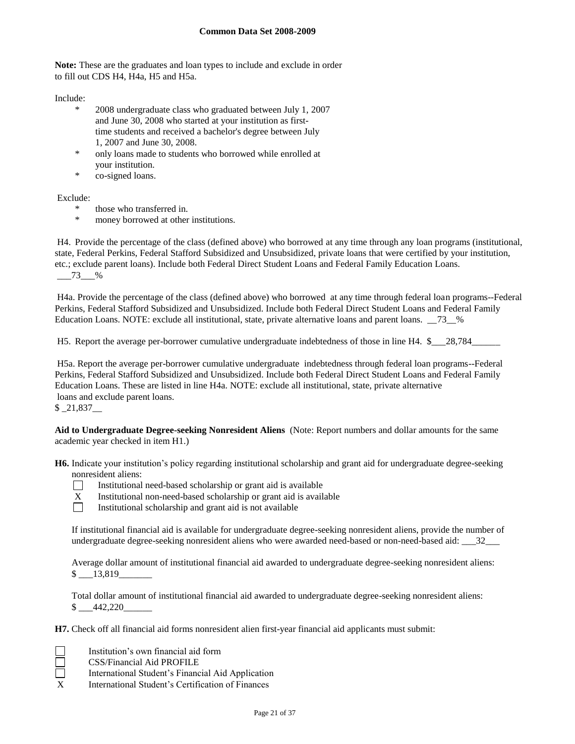**Note:** These are the graduates and loan types to include and exclude in order to fill out CDS H4, H4a, H5 and H5a.

Include:

- 2008 undergraduate class who graduated between July 1, 2007 and June 30, 2008 who started at your institution as first-time students and received a bachelor's degree between July 1, 2007 and June 30, 2008.
- only loans made to students who borrowed while enrolled at your institution.
- co-signed loans.

Exclude:

- those who transferred in.
- money borrowed at other institutions.

H4. Provide the percentage of the class (defined above) who borrowed at any time through any loan programs (institutional, state, Federal Perkins, Federal Stafford Subsidized and Unsubsidized, private loans that were certified by your institution, etc.; exclude parent loans). Include both Federal Direct Student Loans and Federal Family Education Loans. \_\_\_73\_\_\_%

H4a. Provide the percentage of the class (defined above) who borrowed at any time through federal loan programs--Federal Perkins, Federal Stafford Subsidized and Unsubsidized. Include both Federal Direct Student Loans and Federal Family Education Loans. NOTE: exclude all institutional, state, private alternative loans and parent loans. \_\_73\_\_%

H5. Report the average per-borrower cumulative undergraduate indebtedness of those in line H4. $\_\_\_28,784\_\_\_\_\_\_

H5a. Report the average per-borrower cumulative undergraduate indebtedness through federal loan programs--Federal Perkins, Federal Stafford Subsidized and Unsubsidized. Include both Federal Direct Student Loans and Federal Family Education Loans. These are listed in line H4a. NOTE: exclude all institutional, state, private alternative loans and exclude parent loans.
$ \_21,837\_\_

**Aid to Undergraduate Degree-seeking Nonresident Aliens** (Note: Report numbers and dollar amounts for the same academic year checked in item H1.)

**H6.** Indicate your institution's policy regarding institutional scholarship and grant aid for undergraduate degree-seeking nonresident aliens:

- [ ] Institutional need-based scholarship or grant aid is available
- [X] Institutional non-need-based scholarship or grant aid is available
- [ ] Institutional scholarship and grant aid is not available

If institutional financial aid is available for undergraduate degree-seeking nonresident aliens, provide the number of undergraduate degree-seeking nonresident aliens who were awarded need-based or non-need-based aid: \_\_\_32\_\_\_

Average dollar amount of institutional financial aid awarded to undergraduate degree-seeking nonresident aliens:
$ \_\_\_13,819\_\_\_\_\_\_\_

Total dollar amount of institutional financial aid awarded to undergraduate degree-seeking nonresident aliens:
$ \_\_\_442,220\_\_\_\_\_\_

**H7.** Check off all financial aid forms nonresident alien first-year financial aid applicants must submit:

- [ ] Institution's own financial aid form
- [ ] CSS/Financial Aid PROFILE
- [ ] International Student's Financial Aid Application
- [X] International Student's Certification of Finances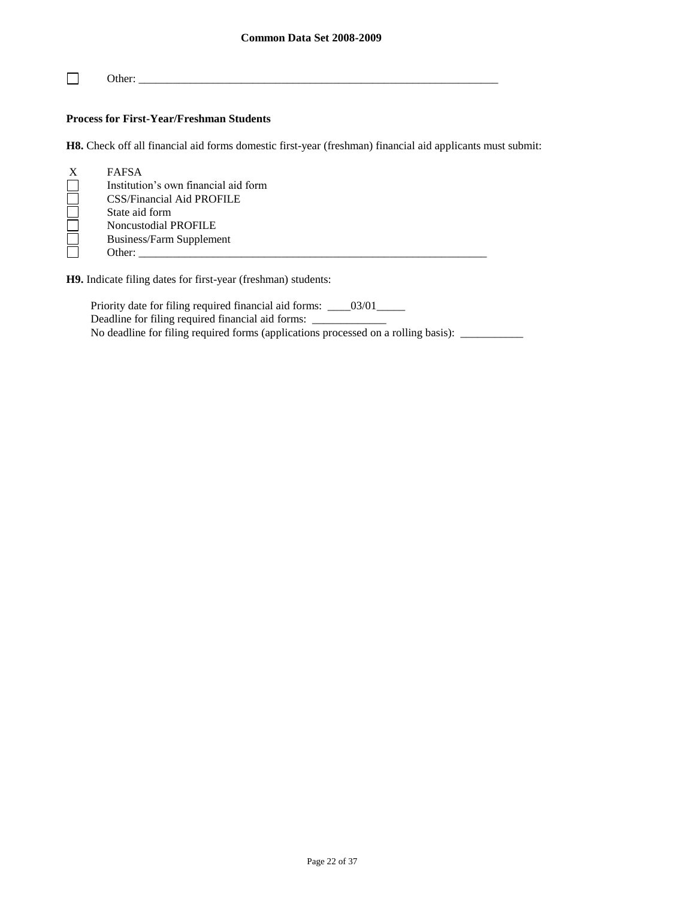☐ Other: ________________________________________________________________

**Process for First-Year/Freshman Students**

**H8.** Check off all financial aid forms domestic first-year (freshman) financial aid applicants must submit:

X FAFSA
☐ Institution's own financial aid form
☐ CSS/Financial Aid PROFILE
☐ State aid form
☐ Noncustodial PROFILE
☐ Business/Farm Supplement
☐ Other: ________________________________________________________________

**H9.** Indicate filing dates for first-year (freshman) students:

Priority date for filing required financial aid forms: ____03/01_____
Deadline for filing required financial aid forms: _____________
No deadline for filing required forms (applications processed on a rolling basis): ___________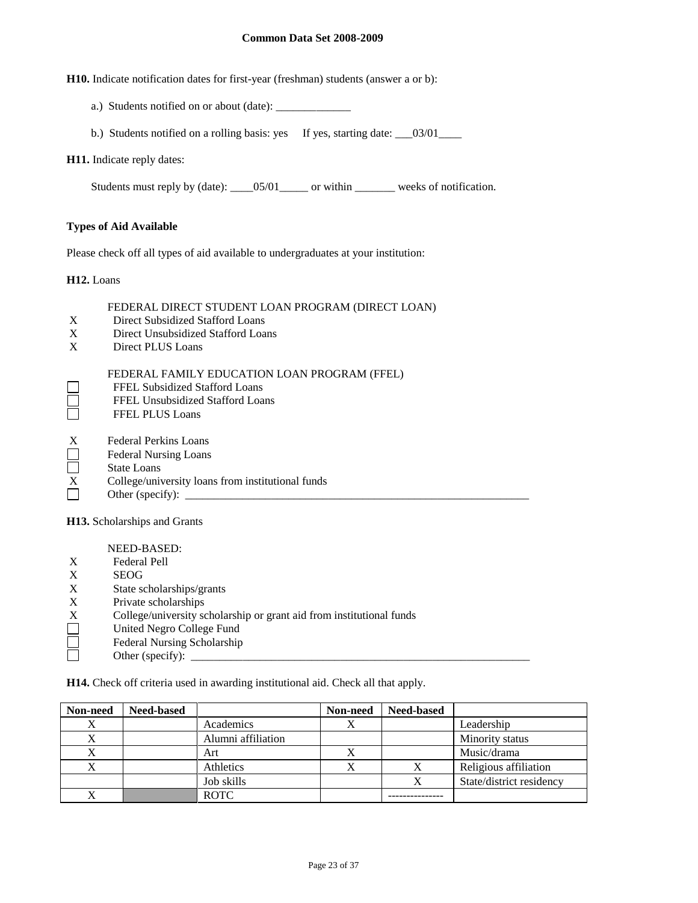**H10.** Indicate notification dates for first-year (freshman) students (answer a or b):

a.) Students notified on or about (date): _____________

b.) Students notified on a rolling basis: yes     If yes, starting date: ___03/01____

**H11.** Indicate reply dates:

Students must reply by (date): ____05/01_____ or within _______ weeks of notification.

**Types of Aid Available**

Please check off all types of aid available to undergraduates at your institution:

**H12.** Loans

FEDERAL DIRECT STUDENT LOAN PROGRAM (DIRECT LOAN)

- X Direct Subsidized Stafford Loans
- X Direct Unsubsidized Stafford Loans
- X Direct PLUS Loans

FEDERAL FAMILY EDUCATION LOAN PROGRAM (FFEL)

- ☐ FFEL Subsidized Stafford Loans
- ☐ FFEL Unsubsidized Stafford Loans
- ☐ FFEL PLUS Loans

- X Federal Perkins Loans
- ☐ Federal Nursing Loans
- ☐ State Loans
- X College/university loans from institutional funds
- ☐ Other (specify): ___________________________________________________________

**H13.** Scholarships and Grants

NEED-BASED:

- X Federal Pell
- X SEOG
- X State scholarships/grants
- X Private scholarships
- X College/university scholarship or grant aid from institutional funds
- ☐ United Negro College Fund
- ☐ Federal Nursing Scholarship
- ☐ Other (specify): ___________________________________________________________

**H14.** Check off criteria used in awarding institutional aid. Check all that apply.

| Non-need | Need-based | | Non-need | Need-based | |
|---|---|---|---|---|---|
| X | | Academics | X | | Leadership |
| X | | Alumni affiliation | | | Minority status |
| X | | Art | X | | Music/drama |
| X | | Athletics | X | X | Religious affiliation |
| | | Job skills | | X | State/district residency |
| X | | ROTC | | --------------- | |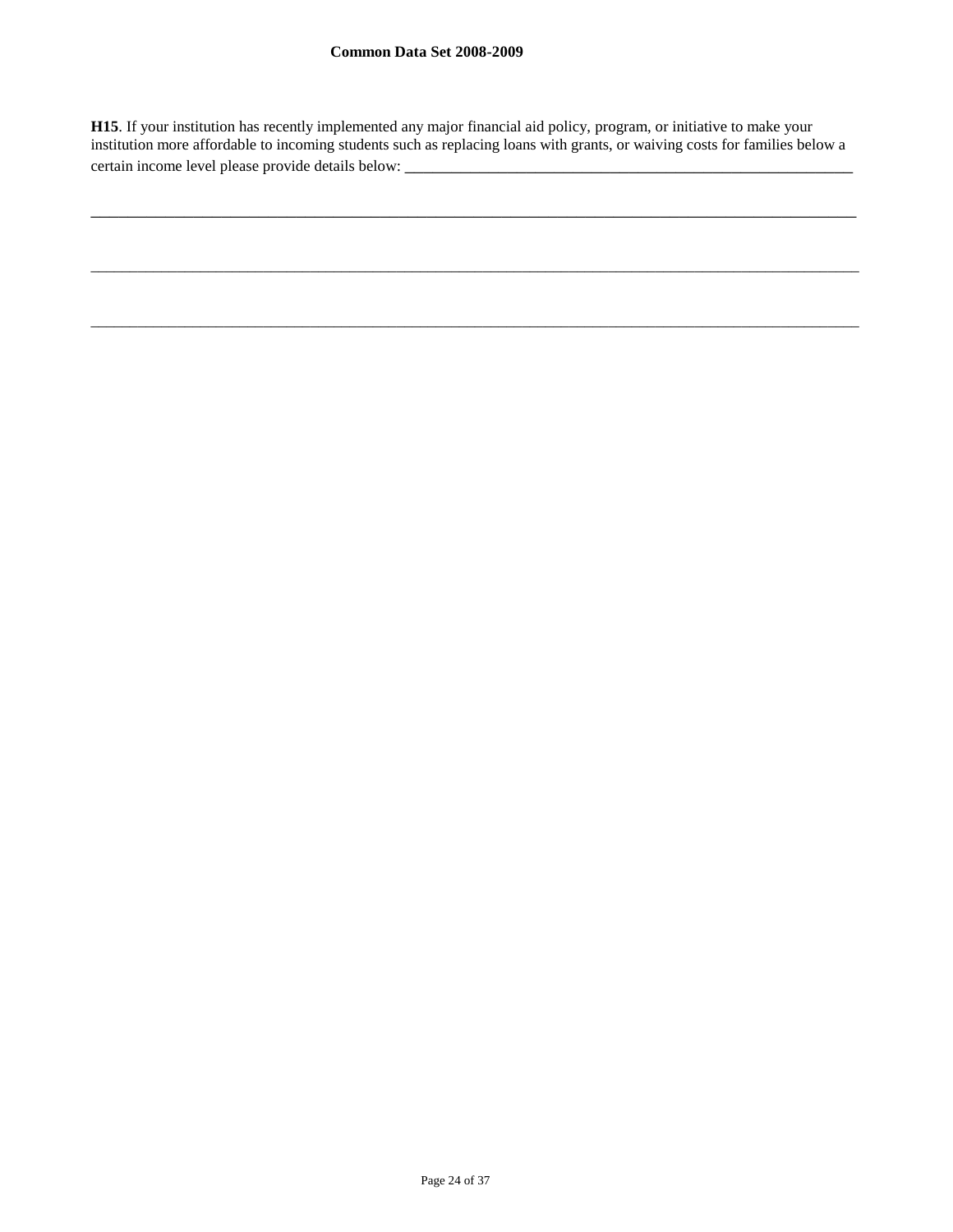**H15**. If your institution has recently implemented any major financial aid policy, program, or initiative to make your institution more affordable to incoming students such as replacing loans with grants, or waiving costs for families below a certain income level please provide details below: ___________________________________________________________

_______________________________________________________________________________________________

_______________________________________________________________________________________________

_______________________________________________________________________________________________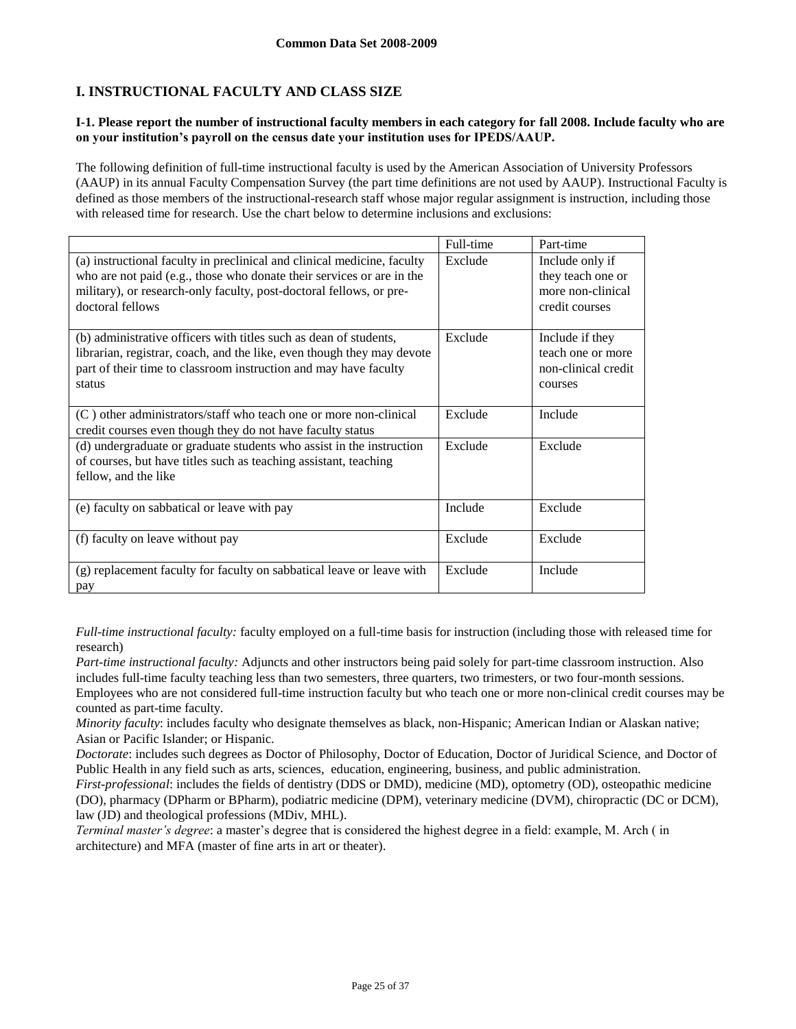**Common Data Set 2008-2009**

## I. INSTRUCTIONAL FACULTY AND CLASS SIZE

**I-1. Please report the number of instructional faculty members in each category for fall 2008. Include faculty who are on your institution's payroll on the census date your institution uses for IPEDS/AAUP.**

The following definition of full-time instructional faculty is used by the American Association of University Professors (AAUP) in its annual Faculty Compensation Survey (the part time definitions are not used by AAUP). Instructional Faculty is defined as those members of the instructional-research staff whose major regular assignment is instruction, including those with released time for research. Use the chart below to determine inclusions and exclusions:

| | Full-time | Part-time |
|---|---|---|
| (a) instructional faculty in preclinical and clinical medicine, faculty who are not paid (e.g., those who donate their services or are in the military), or research-only faculty, post-doctoral fellows, or pre-doctoral fellows | Exclude | Include only if they teach one or more non-clinical credit courses |
| (b) administrative officers with titles such as dean of students, librarian, registrar, coach, and the like, even though they may devote part of their time to classroom instruction and may have faculty status | Exclude | Include if they teach one or more non-clinical credit courses |
| (C ) other administrators/staff who teach one or more non-clinical credit courses even though they do not have faculty status | Exclude | Include |
| (d) undergraduate or graduate students who assist in the instruction of courses, but have titles such as teaching assistant, teaching fellow, and the like | Exclude | Exclude |
| (e) faculty on sabbatical or leave with pay | Include | Exclude |
| (f) faculty on leave without pay | Exclude | Exclude |
| (g) replacement faculty for faculty on sabbatical leave or leave with pay | Exclude | Include |

*Full-time instructional faculty:* faculty employed on a full-time basis for instruction (including those with released time for research)

*Part-time instructional faculty:* Adjuncts and other instructors being paid solely for part-time classroom instruction. Also includes full-time faculty teaching less than two semesters, three quarters, two trimesters, or two four-month sessions. Employees who are not considered full-time instruction faculty but who teach one or more non-clinical credit courses may be counted as part-time faculty.

*Minority faculty*: includes faculty who designate themselves as black, non-Hispanic; American Indian or Alaskan native; Asian or Pacific Islander; or Hispanic.

*Doctorate*: includes such degrees as Doctor of Philosophy, Doctor of Education, Doctor of Juridical Science, and Doctor of Public Health in any field such as arts, sciences, education, engineering, business, and public administration.

*First-professional*: includes the fields of dentistry (DDS or DMD), medicine (MD), optometry (OD), osteopathic medicine (DO), pharmacy (DPharm or BPharm), podiatric medicine (DPM), veterinary medicine (DVM), chiropractic (DC or DCM), law (JD) and theological professions (MDiv, MHL).

*Terminal master's degree*: a master's degree that is considered the highest degree in a field: example, M. Arch ( in architecture) and MFA (master of fine arts in art or theater).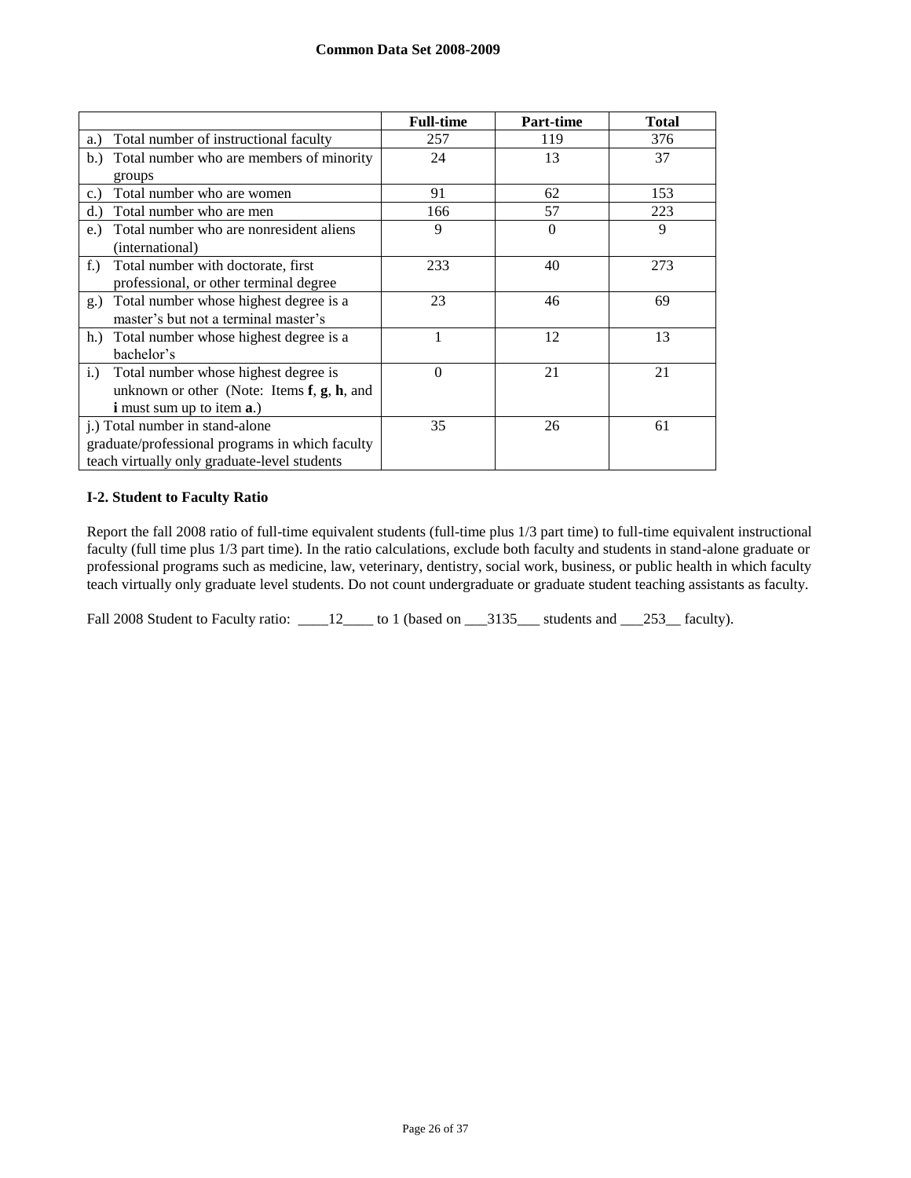|  | Full-time | Part-time | Total |
| --- | --- | --- | --- |
| a.) Total number of instructional faculty | 257 | 119 | 376 |
| b.) Total number who are members of minority groups | 24 | 13 | 37 |
| c.) Total number who are women | 91 | 62 | 153 |
| d.) Total number who are men | 166 | 57 | 223 |
| e.) Total number who are nonresident aliens (international) | 9 | 0 | 9 |
| f.) Total number with doctorate, first professional, or other terminal degree | 233 | 40 | 273 |
| g.) Total number whose highest degree is a master's but not a terminal master's | 23 | 46 | 69 |
| h.) Total number whose highest degree is a bachelor's | 1 | 12 | 13 |
| i.) Total number whose highest degree is unknown or other (Note: Items **f**, **g**, **h**, and **i** must sum up to item **a**.) | 0 | 21 | 21 |
| j.) Total number in stand-alone graduate/professional programs in which faculty teach virtually only graduate-level students | 35 | 26 | 61 |

**I-2. Student to Faculty Ratio**

Report the fall 2008 ratio of full-time equivalent students (full-time plus 1/3 part time) to full-time equivalent instructional faculty (full time plus 1/3 part time). In the ratio calculations, exclude both faculty and students in stand-alone graduate or professional programs such as medicine, law, veterinary, dentistry, social work, business, or public health in which faculty teach virtually only graduate level students. Do not count undergraduate or graduate student teaching assistants as faculty.

Fall 2008 Student to Faculty ratio: ____12____ to 1 (based on ___3135___ students and ___253__ faculty).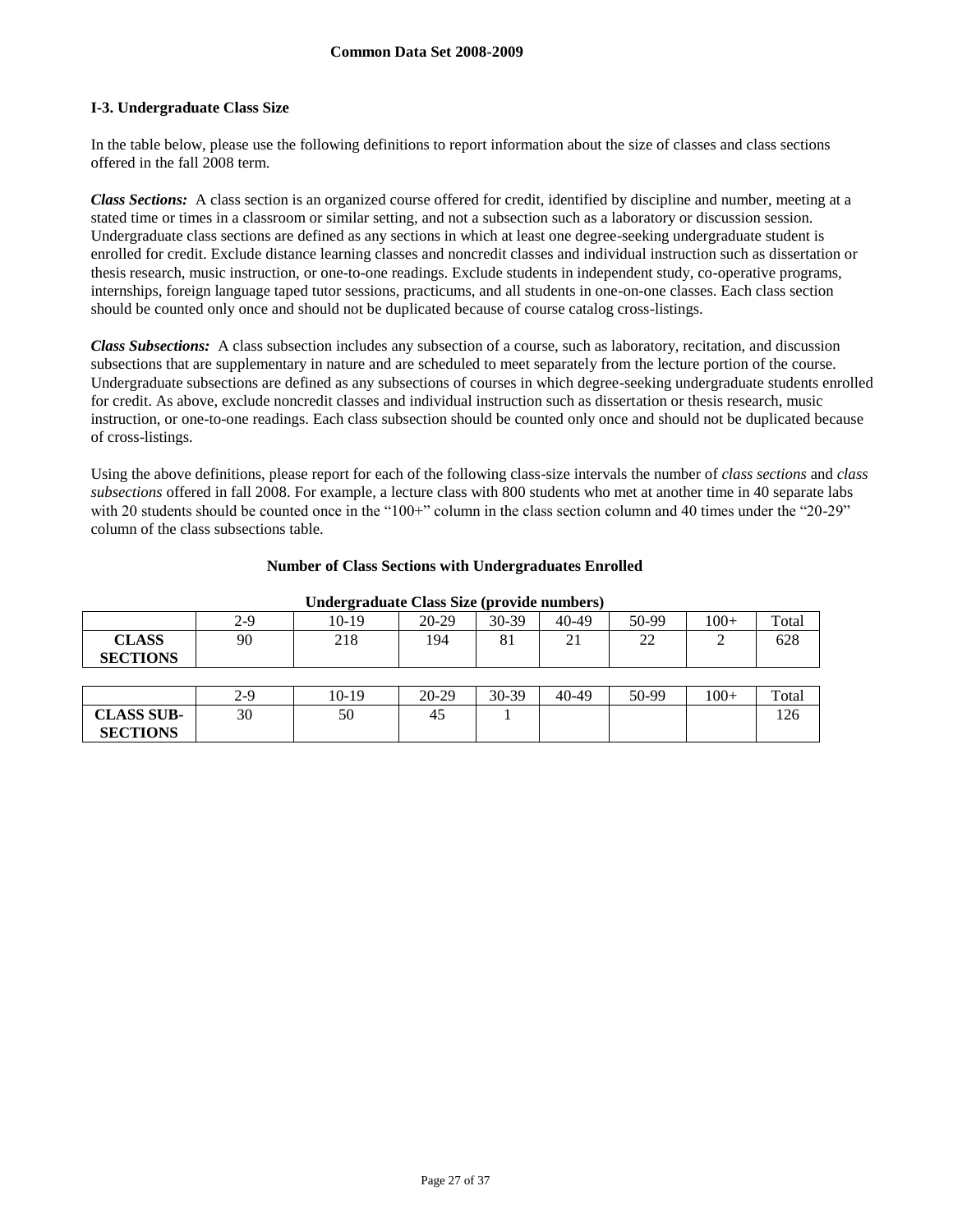**Common Data Set 2008-2009**

### I-3. Undergraduate Class Size

In the table below, please use the following definitions to report information about the size of classes and class sections offered in the fall 2008 term.

***Class Sections:*** A class section is an organized course offered for credit, identified by discipline and number, meeting at a stated time or times in a classroom or similar setting, and not a subsection such as a laboratory or discussion session. Undergraduate class sections are defined as any sections in which at least one degree-seeking undergraduate student is enrolled for credit. Exclude distance learning classes and noncredit classes and individual instruction such as dissertation or thesis research, music instruction, or one-to-one readings. Exclude students in independent study, co-operative programs, internships, foreign language taped tutor sessions, practicums, and all students in one-on-one classes. Each class section should be counted only once and should not be duplicated because of course catalog cross-listings.

***Class Subsections:*** A class subsection includes any subsection of a course, such as laboratory, recitation, and discussion subsections that are supplementary in nature and are scheduled to meet separately from the lecture portion of the course. Undergraduate subsections are defined as any subsections of courses in which degree-seeking undergraduate students enrolled for credit. As above, exclude noncredit classes and individual instruction such as dissertation or thesis research, music instruction, or one-to-one readings. Each class subsection should be counted only once and should not be duplicated because of cross-listings.

Using the above definitions, please report for each of the following class-size intervals the number of *class sections* and *class subsections* offered in fall 2008. For example, a lecture class with 800 students who met at another time in 40 separate labs with 20 students should be counted once in the "100+" column in the class section column and 40 times under the "20-29" column of the class subsections table.

**Number of Class Sections with Undergraduates Enrolled**

**Undergraduate Class Size (provide numbers)**

| | 2-9 | 10-19 | 20-29 | 30-39 | 40-49 | 50-99 | 100+ | Total |
|---|---|---|---|---|---|---|---|---|
| **CLASS SECTIONS** | 90 | 218 | 194 | 81 | 21 | 22 | 2 | 628 |

| | 2-9 | 10-19 | 20-29 | 30-39 | 40-49 | 50-99 | 100+ | Total |
|---|---|---|---|---|---|---|---|---|
| **CLASS SUB-SECTIONS** | 30 | 50 | 45 | 1 | | | | 126 |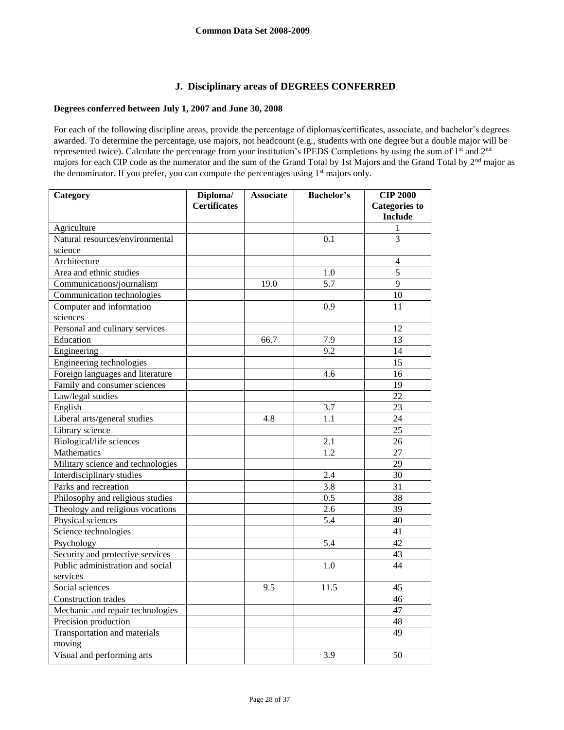**Common Data Set 2008-2009**

## J. Disciplinary areas of DEGREES CONFERRED

**Degrees conferred between July 1, 2007 and June 30, 2008**

For each of the following discipline areas, provide the percentage of diplomas/certificates, associate, and bachelor's degrees awarded. To determine the percentage, use majors, not headcount (e.g., students with one degree but a double major will be represented twice). Calculate the percentage from your institution's IPEDS Completions by using the sum of 1st and 2nd majors for each CIP code as the numerator and the sum of the Grand Total by 1st Majors and the Grand Total by 2nd major as the denominator. If you prefer, you can compute the percentages using 1st majors only.

| Category | Diploma/ Certificates | Associate | Bachelor's | CIP 2000 Categories to Include |
|---|---|---|---|---|
| Agriculture | | | | 1 |
| Natural resources/environmental science | | | 0.1 | 3 |
| Architecture | | | | 4 |
| Area and ethnic studies | | | 1.0 | 5 |
| Communications/journalism | | 19.0 | 5.7 | 9 |
| Communication technologies | | | | 10 |
| Computer and information sciences | | | 0.9 | 11 |
| Personal and culinary services | | | | 12 |
| Education | | 66.7 | 7.9 | 13 |
| Engineering | | | 9.2 | 14 |
| Engineering technologies | | | | 15 |
| Foreign languages and literature | | | 4.6 | 16 |
| Family and consumer sciences | | | | 19 |
| Law/legal studies | | | | 22 |
| English | | | 3.7 | 23 |
| Liberal arts/general studies | | 4.8 | 1.1 | 24 |
| Library science | | | | 25 |
| Biological/life sciences | | | 2.1 | 26 |
| Mathematics | | | 1.2 | 27 |
| Military science and technologies | | | | 29 |
| Interdisciplinary studies | | | 2.4 | 30 |
| Parks and recreation | | | 3.8 | 31 |
| Philosophy and religious studies | | | 0.5 | 38 |
| Theology and religious vocations | | | 2.6 | 39 |
| Physical sciences | | | 5.4 | 40 |
| Science technologies | | | | 41 |
| Psychology | | | 5.4 | 42 |
| Security and protective services | | | | 43 |
| Public administration and social services | | | 1.0 | 44 |
| Social sciences | | 9.5 | 11.5 | 45 |
| Construction trades | | | | 46 |
| Mechanic and repair technologies | | | | 47 |
| Precision production | | | | 48 |
| Transportation and materials moving | | | | 49 |
| Visual and performing arts | | | 3.9 | 50 |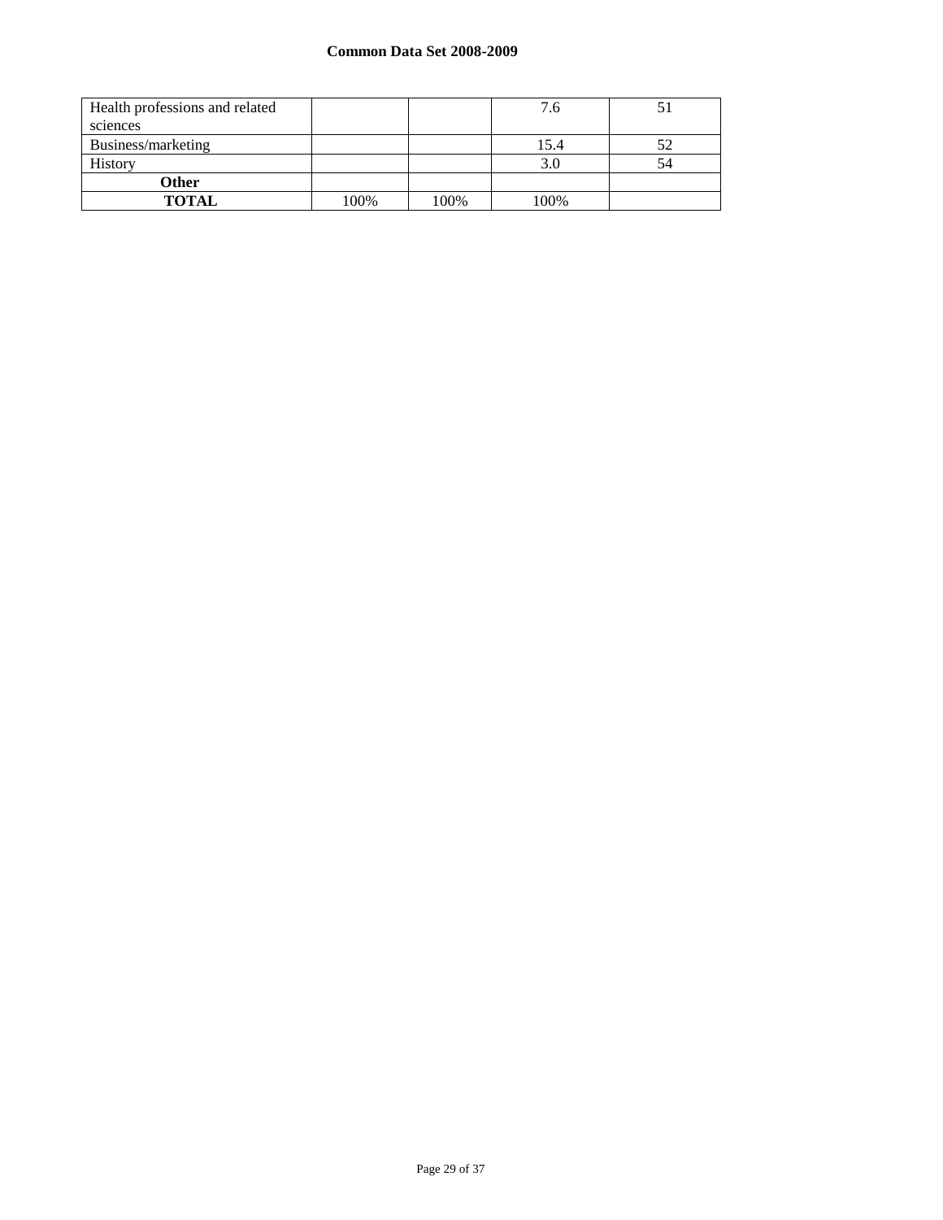| | | | | |
|---|---|---|---|---|
| Health professions and related sciences | | | 7.6 | 51 |
| Business/marketing | | | 15.4 | 52 |
| History | | | 3.0 | 54 |
| **Other** | | | | |
| **TOTAL** | 100% | 100% | 100% | |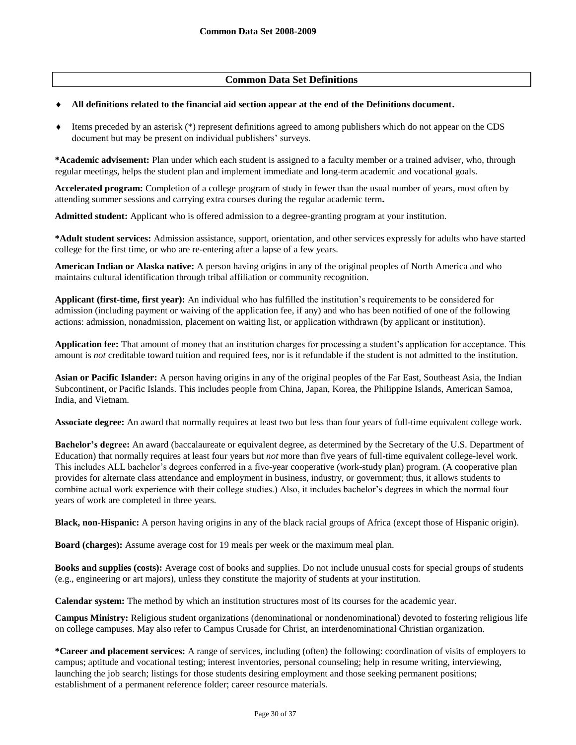## Common Data Set Definitions

- **All definitions related to the financial aid section appear at the end of the Definitions document.**
- Items preceded by an asterisk (*) represent definitions agreed to among publishers which do not appear on the CDS document but may be present on individual publishers' surveys.

**\*Academic advisement:** Plan under which each student is assigned to a faculty member or a trained adviser, who, through regular meetings, helps the student plan and implement immediate and long-term academic and vocational goals.

**Accelerated program:** Completion of a college program of study in fewer than the usual number of years, most often by attending summer sessions and carrying extra courses during the regular academic term**.**

**Admitted student:** Applicant who is offered admission to a degree-granting program at your institution.

**\*Adult student services:** Admission assistance, support, orientation, and other services expressly for adults who have started college for the first time, or who are re-entering after a lapse of a few years.

**American Indian or Alaska native:** A person having origins in any of the original peoples of North America and who maintains cultural identification through tribal affiliation or community recognition.

**Applicant (first-time, first year):** An individual who has fulfilled the institution's requirements to be considered for admission (including payment or waiving of the application fee, if any) and who has been notified of one of the following actions: admission, nonadmission, placement on waiting list, or application withdrawn (by applicant or institution).

**Application fee:** That amount of money that an institution charges for processing a student's application for acceptance. This amount is *not* creditable toward tuition and required fees, nor is it refundable if the student is not admitted to the institution.

**Asian or Pacific Islander:** A person having origins in any of the original peoples of the Far East, Southeast Asia, the Indian Subcontinent, or Pacific Islands. This includes people from China, Japan, Korea, the Philippine Islands, American Samoa, India, and Vietnam.

**Associate degree:** An award that normally requires at least two but less than four years of full-time equivalent college work.

**Bachelor's degree:** An award (baccalaureate or equivalent degree, as determined by the Secretary of the U.S. Department of Education) that normally requires at least four years but *not* more than five years of full-time equivalent college-level work. This includes ALL bachelor's degrees conferred in a five-year cooperative (work-study plan) program. (A cooperative plan provides for alternate class attendance and employment in business, industry, or government; thus, it allows students to combine actual work experience with their college studies.) Also, it includes bachelor's degrees in which the normal four years of work are completed in three years.

**Black, non-Hispanic:** A person having origins in any of the black racial groups of Africa (except those of Hispanic origin).

**Board (charges):** Assume average cost for 19 meals per week or the maximum meal plan.

**Books and supplies (costs):** Average cost of books and supplies. Do not include unusual costs for special groups of students (e.g., engineering or art majors), unless they constitute the majority of students at your institution.

**Calendar system:** The method by which an institution structures most of its courses for the academic year.

**Campus Ministry:** Religious student organizations (denominational or nondenominational) devoted to fostering religious life on college campuses. May also refer to Campus Crusade for Christ, an interdenominational Christian organization.

**\*Career and placement services:** A range of services, including (often) the following: coordination of visits of employers to campus; aptitude and vocational testing; interest inventories, personal counseling; help in resume writing, interviewing, launching the job search; listings for those students desiring employment and those seeking permanent positions; establishment of a permanent reference folder; career resource materials.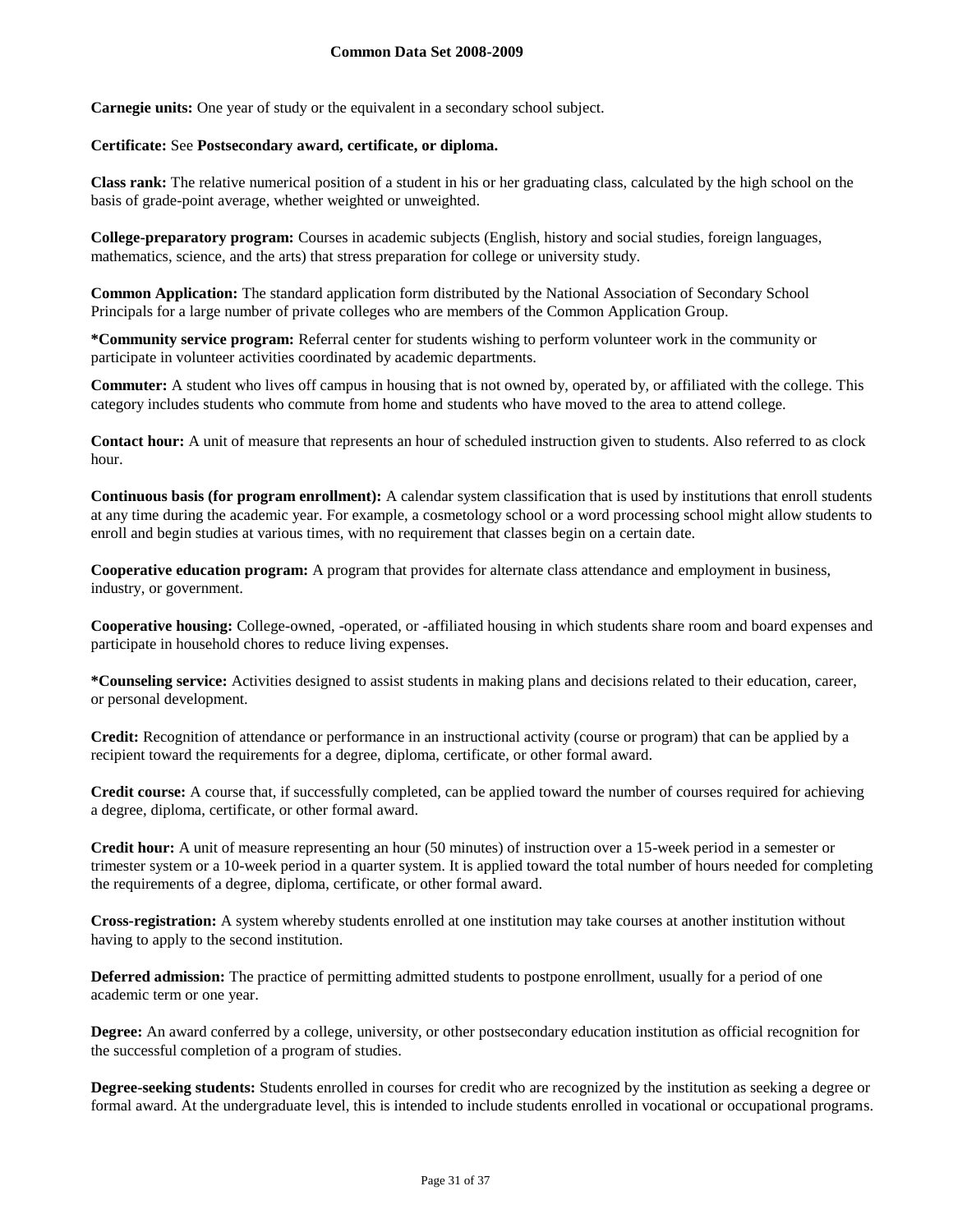**Carnegie units:** One year of study or the equivalent in a secondary school subject.

**Certificate:** See **Postsecondary award, certificate, or diploma.**

**Class rank:** The relative numerical position of a student in his or her graduating class, calculated by the high school on the basis of grade-point average, whether weighted or unweighted.

**College-preparatory program:** Courses in academic subjects (English, history and social studies, foreign languages, mathematics, science, and the arts) that stress preparation for college or university study.

**Common Application:** The standard application form distributed by the National Association of Secondary School Principals for a large number of private colleges who are members of the Common Application Group.

***Community service program:** Referral center for students wishing to perform volunteer work in the community or participate in volunteer activities coordinated by academic departments.

**Commuter:** A student who lives off campus in housing that is not owned by, operated by, or affiliated with the college. This category includes students who commute from home and students who have moved to the area to attend college.

**Contact hour:** A unit of measure that represents an hour of scheduled instruction given to students. Also referred to as clock hour.

**Continuous basis (for program enrollment):** A calendar system classification that is used by institutions that enroll students at any time during the academic year. For example, a cosmetology school or a word processing school might allow students to enroll and begin studies at various times, with no requirement that classes begin on a certain date.

**Cooperative education program:** A program that provides for alternate class attendance and employment in business, industry, or government.

**Cooperative housing:** College-owned, -operated, or -affiliated housing in which students share room and board expenses and participate in household chores to reduce living expenses.

***Counseling service:** Activities designed to assist students in making plans and decisions related to their education, career, or personal development.

**Credit:** Recognition of attendance or performance in an instructional activity (course or program) that can be applied by a recipient toward the requirements for a degree, diploma, certificate, or other formal award.

**Credit course:** A course that, if successfully completed, can be applied toward the number of courses required for achieving a degree, diploma, certificate, or other formal award.

**Credit hour:** A unit of measure representing an hour (50 minutes) of instruction over a 15-week period in a semester or trimester system or a 10-week period in a quarter system. It is applied toward the total number of hours needed for completing the requirements of a degree, diploma, certificate, or other formal award.

**Cross-registration:** A system whereby students enrolled at one institution may take courses at another institution without having to apply to the second institution.

**Deferred admission:** The practice of permitting admitted students to postpone enrollment, usually for a period of one academic term or one year.

**Degree:** An award conferred by a college, university, or other postsecondary education institution as official recognition for the successful completion of a program of studies.

**Degree-seeking students:** Students enrolled in courses for credit who are recognized by the institution as seeking a degree or formal award. At the undergraduate level, this is intended to include students enrolled in vocational or occupational programs.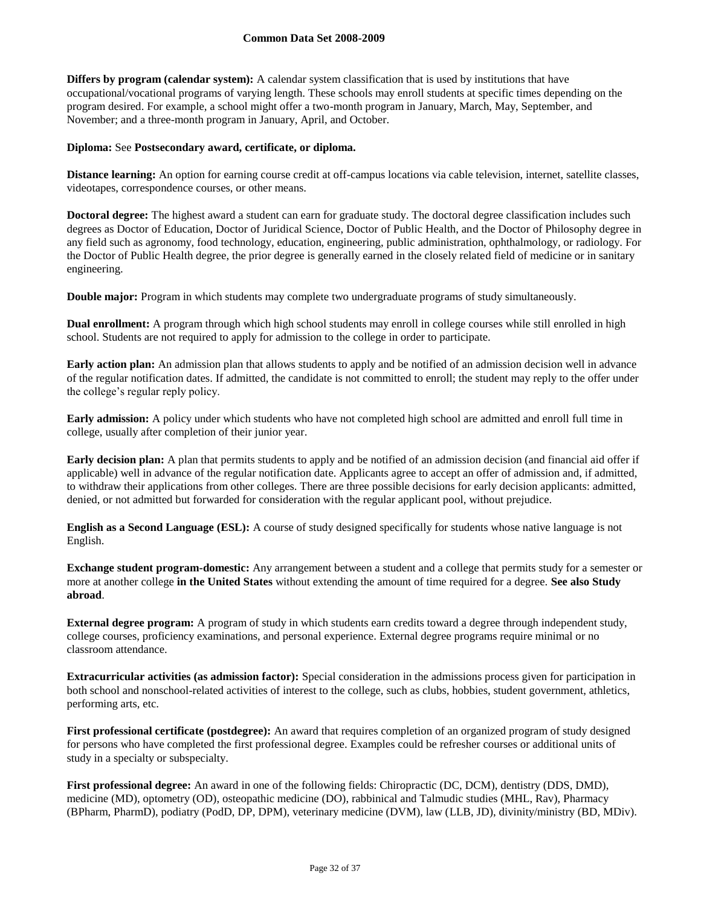**Differs by program (calendar system):** A calendar system classification that is used by institutions that have occupational/vocational programs of varying length. These schools may enroll students at specific times depending on the program desired. For example, a school might offer a two-month program in January, March, May, September, and November; and a three-month program in January, April, and October.

**Diploma:** See **Postsecondary award, certificate, or diploma.**

**Distance learning:** An option for earning course credit at off-campus locations via cable television, internet, satellite classes, videotapes, correspondence courses, or other means.

**Doctoral degree:** The highest award a student can earn for graduate study. The doctoral degree classification includes such degrees as Doctor of Education, Doctor of Juridical Science, Doctor of Public Health, and the Doctor of Philosophy degree in any field such as agronomy, food technology, education, engineering, public administration, ophthalmology, or radiology. For the Doctor of Public Health degree, the prior degree is generally earned in the closely related field of medicine or in sanitary engineering.

**Double major:** Program in which students may complete two undergraduate programs of study simultaneously.

**Dual enrollment:** A program through which high school students may enroll in college courses while still enrolled in high school. Students are not required to apply for admission to the college in order to participate.

**Early action plan:** An admission plan that allows students to apply and be notified of an admission decision well in advance of the regular notification dates. If admitted, the candidate is not committed to enroll; the student may reply to the offer under the college's regular reply policy.

**Early admission:** A policy under which students who have not completed high school are admitted and enroll full time in college, usually after completion of their junior year.

**Early decision plan:** A plan that permits students to apply and be notified of an admission decision (and financial aid offer if applicable) well in advance of the regular notification date. Applicants agree to accept an offer of admission and, if admitted, to withdraw their applications from other colleges. There are three possible decisions for early decision applicants: admitted, denied, or not admitted but forwarded for consideration with the regular applicant pool, without prejudice.

**English as a Second Language (ESL):** A course of study designed specifically for students whose native language is not English.

**Exchange student program-domestic:** Any arrangement between a student and a college that permits study for a semester or more at another college **in the United States** without extending the amount of time required for a degree. **See also Study abroad**.

**External degree program:** A program of study in which students earn credits toward a degree through independent study, college courses, proficiency examinations, and personal experience. External degree programs require minimal or no classroom attendance.

**Extracurricular activities (as admission factor):** Special consideration in the admissions process given for participation in both school and nonschool-related activities of interest to the college, such as clubs, hobbies, student government, athletics, performing arts, etc.

**First professional certificate (postdegree):** An award that requires completion of an organized program of study designed for persons who have completed the first professional degree. Examples could be refresher courses or additional units of study in a specialty or subspecialty.

**First professional degree:** An award in one of the following fields: Chiropractic (DC, DCM), dentistry (DDS, DMD), medicine (MD), optometry (OD), osteopathic medicine (DO), rabbinical and Talmudic studies (MHL, Rav), Pharmacy (BPharm, PharmD), podiatry (PodD, DP, DPM), veterinary medicine (DVM), law (LLB, JD), divinity/ministry (BD, MDiv).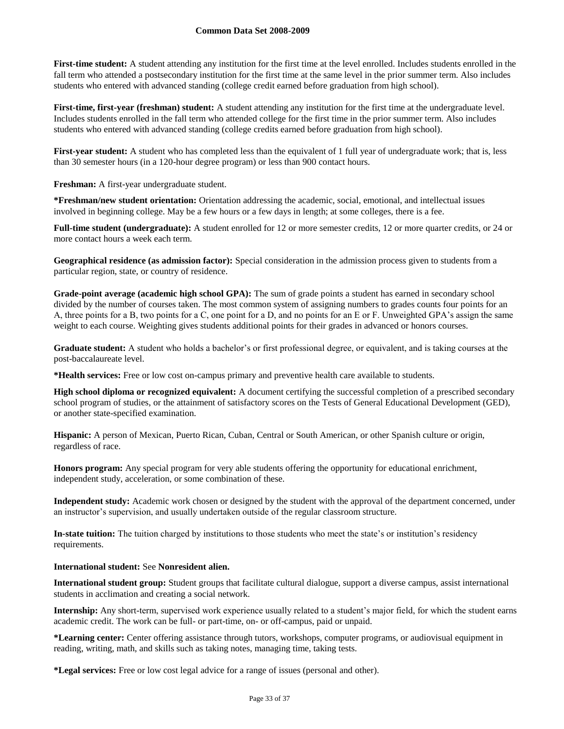**First-time student:** A student attending any institution for the first time at the level enrolled. Includes students enrolled in the fall term who attended a postsecondary institution for the first time at the same level in the prior summer term. Also includes students who entered with advanced standing (college credit earned before graduation from high school).

**First-time, first-year (freshman) student:** A student attending any institution for the first time at the undergraduate level. Includes students enrolled in the fall term who attended college for the first time in the prior summer term. Also includes students who entered with advanced standing (college credits earned before graduation from high school).

**First-year student:** A student who has completed less than the equivalent of 1 full year of undergraduate work; that is, less than 30 semester hours (in a 120-hour degree program) or less than 900 contact hours.

**Freshman:** A first-year undergraduate student.

**\*Freshman/new student orientation:** Orientation addressing the academic, social, emotional, and intellectual issues involved in beginning college. May be a few hours or a few days in length; at some colleges, there is a fee.

**Full-time student (undergraduate):** A student enrolled for 12 or more semester credits, 12 or more quarter credits, or 24 or more contact hours a week each term.

**Geographical residence (as admission factor):** Special consideration in the admission process given to students from a particular region, state, or country of residence.

**Grade-point average (academic high school GPA):** The sum of grade points a student has earned in secondary school divided by the number of courses taken. The most common system of assigning numbers to grades counts four points for an A, three points for a B, two points for a C, one point for a D, and no points for an E or F. Unweighted GPA's assign the same weight to each course. Weighting gives students additional points for their grades in advanced or honors courses.

**Graduate student:** A student who holds a bachelor's or first professional degree, or equivalent, and is taking courses at the post-baccalaureate level.

**\*Health services:** Free or low cost on-campus primary and preventive health care available to students.

**High school diploma or recognized equivalent:** A document certifying the successful completion of a prescribed secondary school program of studies, or the attainment of satisfactory scores on the Tests of General Educational Development (GED), or another state-specified examination.

**Hispanic:** A person of Mexican, Puerto Rican, Cuban, Central or South American, or other Spanish culture or origin, regardless of race.

**Honors program:** Any special program for very able students offering the opportunity for educational enrichment, independent study, acceleration, or some combination of these.

**Independent study:** Academic work chosen or designed by the student with the approval of the department concerned, under an instructor's supervision, and usually undertaken outside of the regular classroom structure.

**In-state tuition:** The tuition charged by institutions to those students who meet the state's or institution's residency requirements.

**International student:** See **Nonresident alien.**

**International student group:** Student groups that facilitate cultural dialogue, support a diverse campus, assist international students in acclimation and creating a social network.

**Internship:** Any short-term, supervised work experience usually related to a student's major field, for which the student earns academic credit. The work can be full- or part-time, on- or off-campus, paid or unpaid.

**\*Learning center:** Center offering assistance through tutors, workshops, computer programs, or audiovisual equipment in reading, writing, math, and skills such as taking notes, managing time, taking tests.

**\*Legal services:** Free or low cost legal advice for a range of issues (personal and other).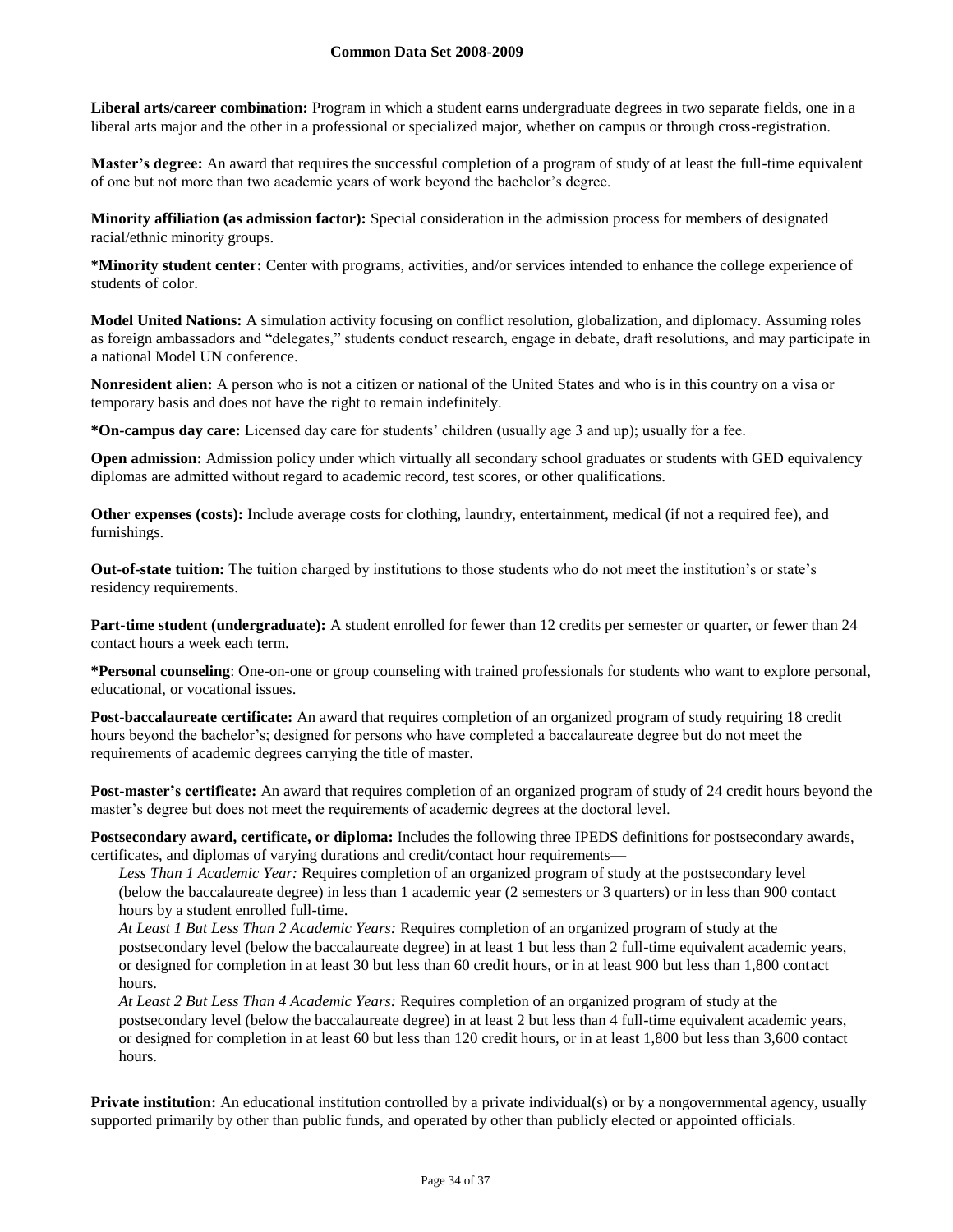**Liberal arts/career combination:** Program in which a student earns undergraduate degrees in two separate fields, one in a liberal arts major and the other in a professional or specialized major, whether on campus or through cross-registration.

**Master's degree:** An award that requires the successful completion of a program of study of at least the full-time equivalent of one but not more than two academic years of work beyond the bachelor's degree.

**Minority affiliation (as admission factor):** Special consideration in the admission process for members of designated racial/ethnic minority groups.

**\*Minority student center:** Center with programs, activities, and/or services intended to enhance the college experience of students of color.

**Model United Nations:** A simulation activity focusing on conflict resolution, globalization, and diplomacy. Assuming roles as foreign ambassadors and "delegates," students conduct research, engage in debate, draft resolutions, and may participate in a national Model UN conference.

**Nonresident alien:** A person who is not a citizen or national of the United States and who is in this country on a visa or temporary basis and does not have the right to remain indefinitely.

**\*On-campus day care:** Licensed day care for students' children (usually age 3 and up); usually for a fee.

**Open admission:** Admission policy under which virtually all secondary school graduates or students with GED equivalency diplomas are admitted without regard to academic record, test scores, or other qualifications.

**Other expenses (costs):** Include average costs for clothing, laundry, entertainment, medical (if not a required fee), and furnishings.

**Out-of-state tuition:** The tuition charged by institutions to those students who do not meet the institution's or state's residency requirements.

**Part-time student (undergraduate):** A student enrolled for fewer than 12 credits per semester or quarter, or fewer than 24 contact hours a week each term.

**\*Personal counseling**: One-on-one or group counseling with trained professionals for students who want to explore personal, educational, or vocational issues.

**Post-baccalaureate certificate:** An award that requires completion of an organized program of study requiring 18 credit hours beyond the bachelor's; designed for persons who have completed a baccalaureate degree but do not meet the requirements of academic degrees carrying the title of master.

**Post-master's certificate:** An award that requires completion of an organized program of study of 24 credit hours beyond the master's degree but does not meet the requirements of academic degrees at the doctoral level.

**Postsecondary award, certificate, or diploma:** Includes the following three IPEDS definitions for postsecondary awards, certificates, and diplomas of varying durations and credit/contact hour requirements—

*Less Than 1 Academic Year:* Requires completion of an organized program of study at the postsecondary level (below the baccalaureate degree) in less than 1 academic year (2 semesters or 3 quarters) or in less than 900 contact hours by a student enrolled full-time.

*At Least 1 But Less Than 2 Academic Years:* Requires completion of an organized program of study at the postsecondary level (below the baccalaureate degree) in at least 1 but less than 2 full-time equivalent academic years, or designed for completion in at least 30 but less than 60 credit hours, or in at least 900 but less than 1,800 contact hours.

*At Least 2 But Less Than 4 Academic Years:* Requires completion of an organized program of study at the postsecondary level (below the baccalaureate degree) in at least 2 but less than 4 full-time equivalent academic years, or designed for completion in at least 60 but less than 120 credit hours, or in at least 1,800 but less than 3,600 contact hours.

**Private institution:** An educational institution controlled by a private individual(s) or by a nongovernmental agency, usually supported primarily by other than public funds, and operated by other than publicly elected or appointed officials.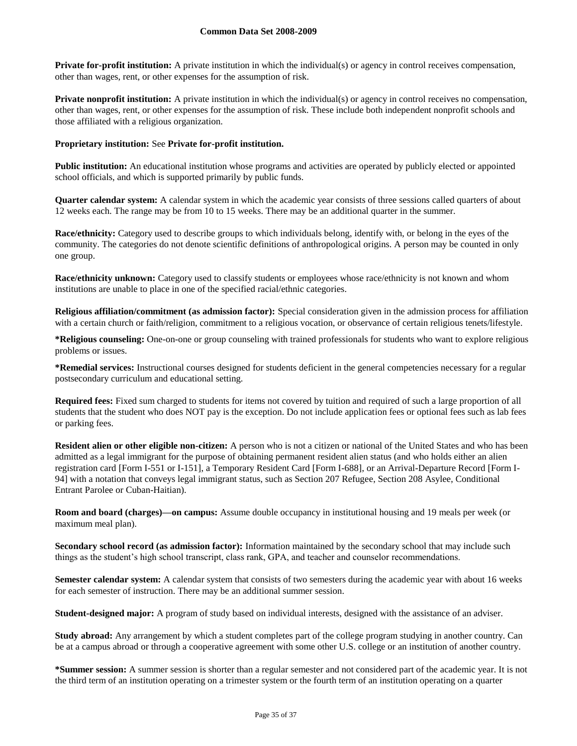**Private for-profit institution:** A private institution in which the individual(s) or agency in control receives compensation, other than wages, rent, or other expenses for the assumption of risk.

**Private nonprofit institution:** A private institution in which the individual(s) or agency in control receives no compensation, other than wages, rent, or other expenses for the assumption of risk. These include both independent nonprofit schools and those affiliated with a religious organization.

**Proprietary institution:** See **Private for-profit institution.**

**Public institution:** An educational institution whose programs and activities are operated by publicly elected or appointed school officials, and which is supported primarily by public funds.

**Quarter calendar system:** A calendar system in which the academic year consists of three sessions called quarters of about 12 weeks each. The range may be from 10 to 15 weeks. There may be an additional quarter in the summer.

**Race/ethnicity:** Category used to describe groups to which individuals belong, identify with, or belong in the eyes of the community. The categories do not denote scientific definitions of anthropological origins. A person may be counted in only one group.

**Race/ethnicity unknown:** Category used to classify students or employees whose race/ethnicity is not known and whom institutions are unable to place in one of the specified racial/ethnic categories.

**Religious affiliation/commitment (as admission factor):** Special consideration given in the admission process for affiliation with a certain church or faith/religion, commitment to a religious vocation, or observance of certain religious tenets/lifestyle.

**\*Religious counseling:** One-on-one or group counseling with trained professionals for students who want to explore religious problems or issues.

**\*Remedial services:** Instructional courses designed for students deficient in the general competencies necessary for a regular postsecondary curriculum and educational setting.

**Required fees:** Fixed sum charged to students for items not covered by tuition and required of such a large proportion of all students that the student who does NOT pay is the exception. Do not include application fees or optional fees such as lab fees or parking fees.

**Resident alien or other eligible non-citizen:** A person who is not a citizen or national of the United States and who has been admitted as a legal immigrant for the purpose of obtaining permanent resident alien status (and who holds either an alien registration card [Form I-551 or I-151], a Temporary Resident Card [Form I-688], or an Arrival-Departure Record [Form I-94] with a notation that conveys legal immigrant status, such as Section 207 Refugee, Section 208 Asylee, Conditional Entrant Parolee or Cuban-Haitian).

**Room and board (charges)—on campus:** Assume double occupancy in institutional housing and 19 meals per week (or maximum meal plan).

**Secondary school record (as admission factor):** Information maintained by the secondary school that may include such things as the student's high school transcript, class rank, GPA, and teacher and counselor recommendations.

**Semester calendar system:** A calendar system that consists of two semesters during the academic year with about 16 weeks for each semester of instruction. There may be an additional summer session.

**Student-designed major:** A program of study based on individual interests, designed with the assistance of an adviser.

**Study abroad:** Any arrangement by which a student completes part of the college program studying in another country. Can be at a campus abroad or through a cooperative agreement with some other U.S. college or an institution of another country.

**\*Summer session:** A summer session is shorter than a regular semester and not considered part of the academic year. It is not the third term of an institution operating on a trimester system or the fourth term of an institution operating on a quarter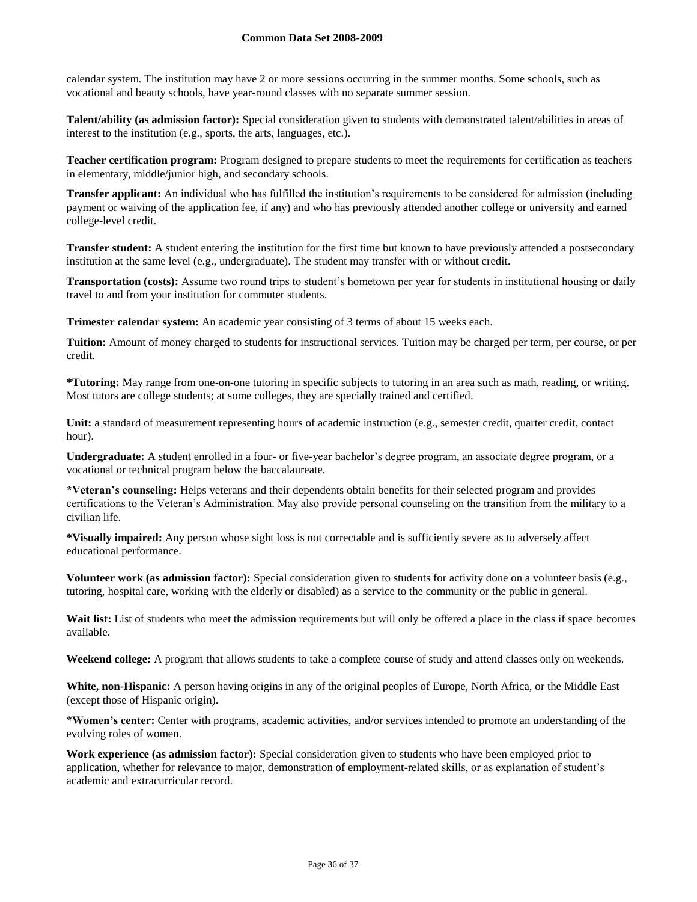calendar system. The institution may have 2 or more sessions occurring in the summer months. Some schools, such as vocational and beauty schools, have year-round classes with no separate summer session.

**Talent/ability (as admission factor):** Special consideration given to students with demonstrated talent/abilities in areas of interest to the institution (e.g., sports, the arts, languages, etc.).

**Teacher certification program:** Program designed to prepare students to meet the requirements for certification as teachers in elementary, middle/junior high, and secondary schools.

**Transfer applicant:** An individual who has fulfilled the institution's requirements to be considered for admission (including payment or waiving of the application fee, if any) and who has previously attended another college or university and earned college-level credit.

**Transfer student:** A student entering the institution for the first time but known to have previously attended a postsecondary institution at the same level (e.g., undergraduate). The student may transfer with or without credit.

**Transportation (costs):** Assume two round trips to student's hometown per year for students in institutional housing or daily travel to and from your institution for commuter students.

**Trimester calendar system:** An academic year consisting of 3 terms of about 15 weeks each.

**Tuition:** Amount of money charged to students for instructional services. Tuition may be charged per term, per course, or per credit.

**\*Tutoring:** May range from one-on-one tutoring in specific subjects to tutoring in an area such as math, reading, or writing. Most tutors are college students; at some colleges, they are specially trained and certified.

**Unit:** a standard of measurement representing hours of academic instruction (e.g., semester credit, quarter credit, contact hour).

**Undergraduate:** A student enrolled in a four- or five-year bachelor's degree program, an associate degree program, or a vocational or technical program below the baccalaureate.

**\*Veteran's counseling:** Helps veterans and their dependents obtain benefits for their selected program and provides certifications to the Veteran's Administration. May also provide personal counseling on the transition from the military to a civilian life.

**\*Visually impaired:** Any person whose sight loss is not correctable and is sufficiently severe as to adversely affect educational performance.

**Volunteer work (as admission factor):** Special consideration given to students for activity done on a volunteer basis (e.g., tutoring, hospital care, working with the elderly or disabled) as a service to the community or the public in general.

**Wait list:** List of students who meet the admission requirements but will only be offered a place in the class if space becomes available.

**Weekend college:** A program that allows students to take a complete course of study and attend classes only on weekends.

**White, non-Hispanic:** A person having origins in any of the original peoples of Europe, North Africa, or the Middle East (except those of Hispanic origin).

**\*Women's center:** Center with programs, academic activities, and/or services intended to promote an understanding of the evolving roles of women.

**Work experience (as admission factor):** Special consideration given to students who have been employed prior to application, whether for relevance to major, demonstration of employment-related skills, or as explanation of student's academic and extracurricular record.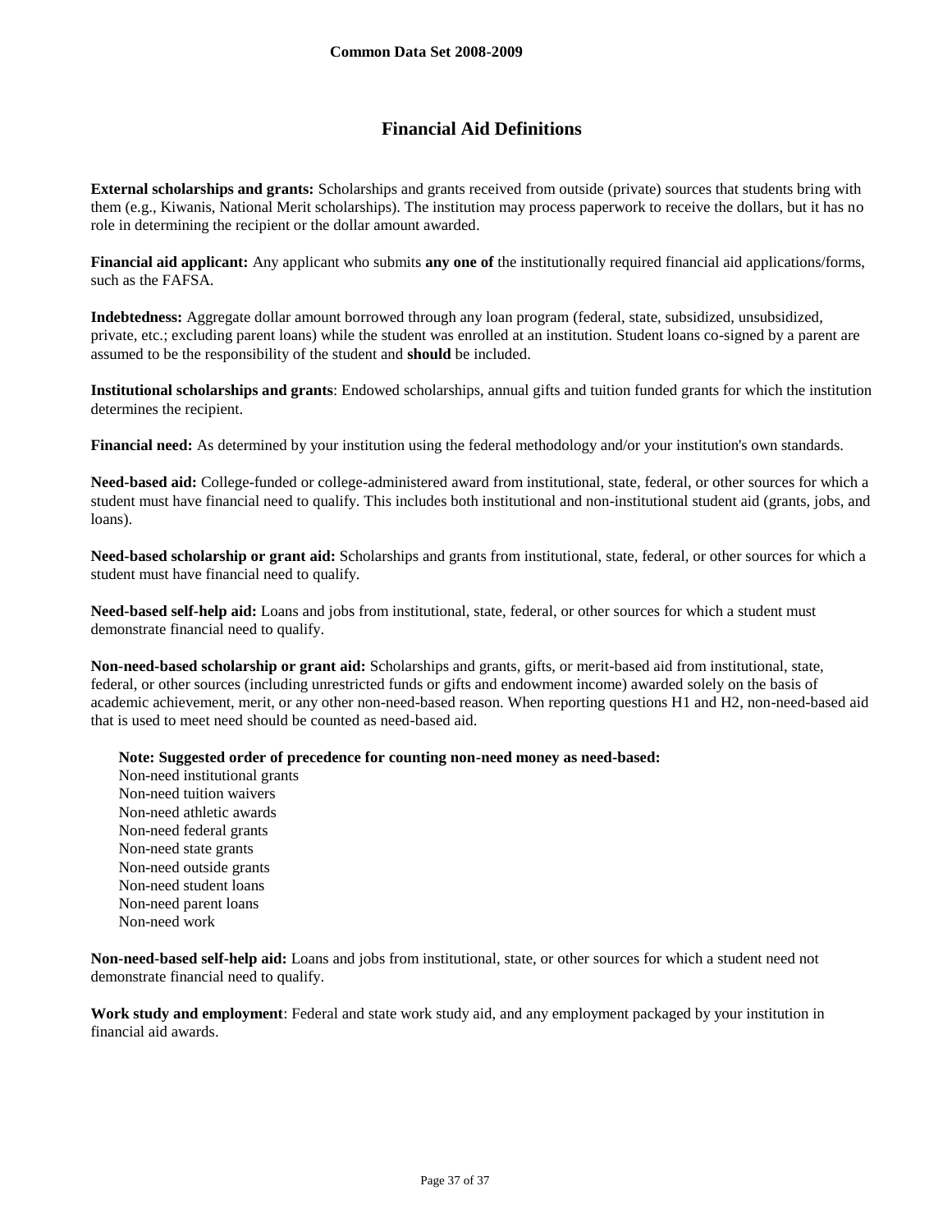# Financial Aid Definitions

**External scholarships and grants:** Scholarships and grants received from outside (private) sources that students bring with them (e.g., Kiwanis, National Merit scholarships). The institution may process paperwork to receive the dollars, but it has no role in determining the recipient or the dollar amount awarded.

**Financial aid applicant:** Any applicant who submits **any one of** the institutionally required financial aid applications/forms, such as the FAFSA.

**Indebtedness:** Aggregate dollar amount borrowed through any loan program (federal, state, subsidized, unsubsidized, private, etc.; excluding parent loans) while the student was enrolled at an institution. Student loans co-signed by a parent are assumed to be the responsibility of the student and **should** be included.

**Institutional scholarships and grants**: Endowed scholarships, annual gifts and tuition funded grants for which the institution determines the recipient.

**Financial need:** As determined by your institution using the federal methodology and/or your institution's own standards.

**Need-based aid:** College-funded or college-administered award from institutional, state, federal, or other sources for which a student must have financial need to qualify. This includes both institutional and non-institutional student aid (grants, jobs, and loans).

**Need-based scholarship or grant aid:** Scholarships and grants from institutional, state, federal, or other sources for which a student must have financial need to qualify.

**Need-based self-help aid:** Loans and jobs from institutional, state, federal, or other sources for which a student must demonstrate financial need to qualify.

**Non-need-based scholarship or grant aid:** Scholarships and grants, gifts, or merit-based aid from institutional, state, federal, or other sources (including unrestricted funds or gifts and endowment income) awarded solely on the basis of academic achievement, merit, or any other non-need-based reason. When reporting questions H1 and H2, non-need-based aid that is used to meet need should be counted as need-based aid.

**Note: Suggested order of precedence for counting non-need money as need-based:**
Non-need institutional grants
Non-need tuition waivers
Non-need athletic awards
Non-need federal grants
Non-need state grants
Non-need outside grants
Non-need student loans
Non-need parent loans
Non-need work

**Non-need-based self-help aid:** Loans and jobs from institutional, state, or other sources for which a student need not demonstrate financial need to qualify.

**Work study and employment**: Federal and state work study aid, and any employment packaged by your institution in financial aid awards.